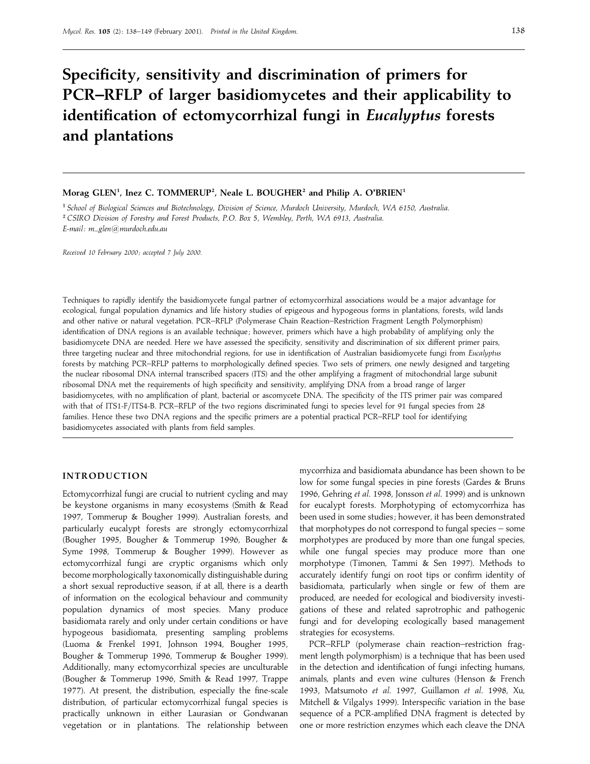# Specificity, sensitivity and discrimination of primers for PCR–RFLP of larger basidiomycetes and their applicability to identification of ectomycorrhizal fungi in *Eucalyptus* forests and plantations

**Morag GLEN[1], Inez C. TOMMERUP[2], Neale L. BOUGHER[2] and Philip A. O'BRIEN[1]**

[1] *School of Biological Sciences and Biotechnology, Division of Science, Murdoch University, Murdoch, WA 6150, Australia.*
[2] *CSIRO Division of Forestry and Forest Products, P.O. Box 5, Wembley, Perth, WA 6913, Australia.*
*E-mail: m_glen@murdoch.edu.au*

*Received 10 February 2000; accepted 7 July 2000.*

Techniques to rapidly identify the basidiomycete fungal partner of ectomycorrhizal associations would be a major advantage for ecological, fungal population dynamics and life history studies of epigeous and hypogeous forms in plantations, forests, wild lands and other native or natural vegetation. PCR–RFLP (Polymerase Chain Reaction–Restriction Fragment Length Polymorphism) identification of DNA regions is an available technique; however, primers which have a high probability of amplifying only the basidiomycete DNA are needed. Here we have assessed the specificity, sensitivity and discrimination of six different primer pairs, three targeting nuclear and three mitochondrial regions, for use in identification of Australian basidiomycete fungi from *Eucalyptus* forests by matching PCR–RFLP patterns to morphologically defined species. Two sets of primers, one newly designed and targeting the nuclear ribosomal DNA internal transcribed spacers (ITS) and the other amplifying a fragment of mitochondrial large subunit ribosomal DNA met the requirements of high specificity and sensitivity, amplifying DNA from a broad range of larger basidiomycetes, with no amplification of plant, bacterial or ascomycete DNA. The specificity of the ITS primer pair was compared with that of ITS1-F/ITS4-B. PCR–RFLP of the two regions discriminated fungi to species level for 91 fungal species from 28 families. Hence these two DNA regions and the specific primers are a potential practical PCR–RFLP tool for identifying basidiomycetes associated with plants from field samples.

## INTRODUCTION

Ectomycorrhizal fungi are crucial to nutrient cycling and may be keystone organisms in many ecosystems (Smith & Read 1997, Tommerup & Bougher 1999). Australian forests, and particularly eucalypt forests are strongly ectomycorrhizal (Bougher 1995, Bougher & Tommerup 1996, Bougher & Syme 1998, Tommerup & Bougher 1999). However as ectomycorrhizal fungi are cryptic organisms which only become morphologically taxonomically distinguishable during a short sexual reproductive season, if at all, there is a dearth of information on the ecological behaviour and community population dynamics of most species. Many produce basidiomata rarely and only under certain conditions or have hypogeous basidiomata, presenting sampling problems (Luoma & Frenkel 1991, Johnson 1994, Bougher 1995, Bougher & Tommerup 1996, Tommerup & Bougher 1999). Additionally, many ectomycorrhizal species are unculturable (Bougher & Tommerup 1996, Smith & Read 1997, Trappe 1977). At present, the distribution, especially the fine-scale distribution, of particular ectomycorrhizal fungal species is practically unknown in either Laurasian or Gondwanan vegetation or in plantations. The relationship between mycorrhiza and basidiomata abundance has been shown to be low for some fungal species in pine forests (Gardes & Bruns 1996, Gehring *et al.* 1998, Jonsson *et al.* 1999) and is unknown for eucalypt forests. Morphotyping of ectomycorrhiza has been used in some studies; however, it has been demonstrated that morphotypes do not correspond to fungal species – some morphotypes are produced by more than one fungal species, while one fungal species may produce more than one morphotype (Timonen, Tammi & Sen 1997). Methods to accurately identify fungi on root tips or confirm identity of basidiomata, particularly when single or few of them are produced, are needed for ecological and biodiversity investigations of these and related saprotrophic and pathogenic fungi and for developing ecologically based management strategies for ecosystems.

PCR–RFLP (polymerase chain reaction–restriction fragment length polymorphism) is a technique that has been used in the detection and identification of fungi infecting humans, animals, plants and even wine cultures (Henson & French 1993, Matsumoto *et al.* 1997, Guillamon *et al.* 1998, Xu, Mitchell & Vilgalys 1999). Interspecific variation in the base sequence of a PCR-amplified DNA fragment is detected by one or more restriction enzymes which each cleave the DNA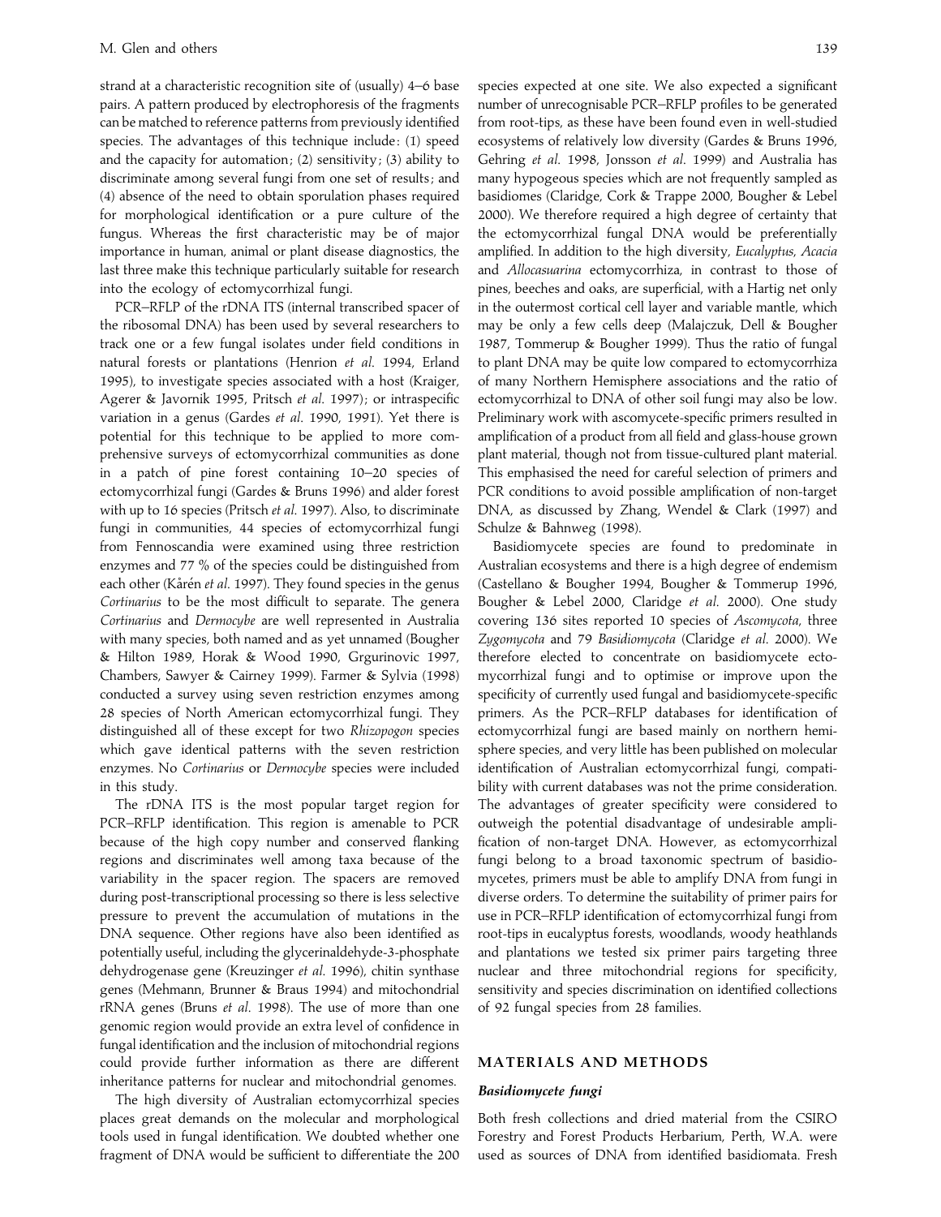strand at a characteristic recognition site of (usually) 4–6 base pairs. A pattern produced by electrophoresis of the fragments can be matched to reference patterns from previously identified species. The advantages of this technique include: (1) speed and the capacity for automation; (2) sensitivity; (3) ability to discriminate among several fungi from one set of results; and (4) absence of the need to obtain sporulation phases required for morphological identification or a pure culture of the fungus. Whereas the first characteristic may be of major importance in human, animal or plant disease diagnostics, the last three make this technique particularly suitable for research into the ecology of ectomycorrhizal fungi.

PCR–RFLP of the rDNA ITS (internal transcribed spacer of the ribosomal DNA) has been used by several researchers to track one or a few fungal isolates under field conditions in natural forests or plantations (Henrion *et al.* 1994, Erland 1995), to investigate species associated with a host (Kraiger, Agerer & Javornik 1995, Pritsch *et al.* 1997); or intraspecific variation in a genus (Gardes *et al.* 1990, 1991). Yet there is potential for this technique to be applied to more comprehensive surveys of ectomycorrhizal communities as done in a patch of pine forest containing 10–20 species of ectomycorrhizal fungi (Gardes & Bruns 1996) and alder forest with up to 16 species (Pritsch *et al.* 1997). Also, to discriminate fungi in communities, 44 species of ectomycorrhizal fungi from Fennoscandia were examined using three restriction enzymes and 77 % of the species could be distinguished from each other (Kårén *et al.* 1997). They found species in the genus *Cortinarius* to be the most difficult to separate. The genera *Cortinarius* and *Dermocybe* are well represented in Australia with many species, both named and as yet unnamed (Bougher & Hilton 1989, Horak & Wood 1990, Grgurinovic 1997, Chambers, Sawyer & Cairney 1999). Farmer & Sylvia (1998) conducted a survey using seven restriction enzymes among 28 species of North American ectomycorrhizal fungi. They distinguished all of these except for two *Rhizopogon* species which gave identical patterns with the seven restriction enzymes. No *Cortinarius* or *Dermocybe* species were included in this study.

The rDNA ITS is the most popular target region for PCR–RFLP identification. This region is amenable to PCR because of the high copy number and conserved flanking regions and discriminates well among taxa because of the variability in the spacer region. The spacers are removed during post-transcriptional processing so there is less selective pressure to prevent the accumulation of mutations in the DNA sequence. Other regions have also been identified as potentially useful, including the glycerinaldehyde-3-phosphate dehydrogenase gene (Kreuzinger *et al.* 1996), chitin synthase genes (Mehmann, Brunner & Braus 1994) and mitochondrial rRNA genes (Bruns *et al.* 1998). The use of more than one genomic region would provide an extra level of confidence in fungal identification and the inclusion of mitochondrial regions could provide further information as there are different inheritance patterns for nuclear and mitochondrial genomes.

The high diversity of Australian ectomycorrhizal species places great demands on the molecular and morphological tools used in fungal identification. We doubted whether one fragment of DNA would be sufficient to differentiate the 200 species expected at one site. We also expected a significant number of unrecognisable PCR–RFLP profiles to be generated from root-tips, as these have been found even in well-studied ecosystems of relatively low diversity (Gardes & Bruns 1996, Gehring *et al.* 1998, Jonsson *et al.* 1999) and Australia has many hypogeous species which are not frequently sampled as basidiomes (Claridge, Cork & Trappe 2000, Bougher & Lebel 2000). We therefore required a high degree of certainty that the ectomycorrhizal fungal DNA would be preferentially amplified. In addition to the high diversity, *Eucalyptus*, *Acacia* and *Allocasuarina* ectomycorrhiza, in contrast to those of pines, beeches and oaks, are superficial, with a Hartig net only in the outermost cortical cell layer and variable mantle, which may be only a few cells deep (Malajczuk, Dell & Bougher 1987, Tommerup & Bougher 1999). Thus the ratio of fungal to plant DNA may be quite low compared to ectomycorrhiza of many Northern Hemisphere associations and the ratio of ectomycorrhizal to DNA of other soil fungi may also be low. Preliminary work with ascomycete-specific primers resulted in amplification of a product from all field and glass-house grown plant material, though not from tissue-cultured plant material. This emphasised the need for careful selection of primers and PCR conditions to avoid possible amplification of non-target DNA, as discussed by Zhang, Wendel & Clark (1997) and Schulze & Bahnweg (1998).

Basidiomycete species are found to predominate in Australian ecosystems and there is a high degree of endemism (Castellano & Bougher 1994, Bougher & Tommerup 1996, Bougher & Lebel 2000, Claridge *et al.* 2000). One study covering 136 sites reported 10 species of *Ascomycota*, three *Zygomycota* and 79 *Basidiomycota* (Claridge *et al.* 2000). We therefore elected to concentrate on basidiomycete ectomycorrhizal fungi and to optimise or improve upon the specificity of currently used fungal and basidiomycete-specific primers. As the PCR–RFLP databases for identification of ectomycorrhizal fungi are based mainly on northern hemisphere species, and very little has been published on molecular identification of Australian ectomycorrhizal fungi, compatibility with current databases was not the prime consideration. The advantages of greater specificity were considered to outweigh the potential disadvantage of undesirable amplification of non-target DNA. However, as ectomycorrhizal fungi belong to a broad taxonomic spectrum of basidiomycetes, primers must be able to amplify DNA from fungi in diverse orders. To determine the suitability of primer pairs for use in PCR–RFLP identification of ectomycorrhizal fungi from root-tips in eucalyptus forests, woodlands, woody heathlands and plantations we tested six primer pairs targeting three nuclear and three mitochondrial regions for specificity, sensitivity and species discrimination on identified collections of 92 fungal species from 28 families.

## MATERIALS AND METHODS

### *Basidiomycete fungi*

Both fresh collections and dried material from the CSIRO Forestry and Forest Products Herbarium, Perth, W.A. were used as sources of DNA from identified basidiomata. Fresh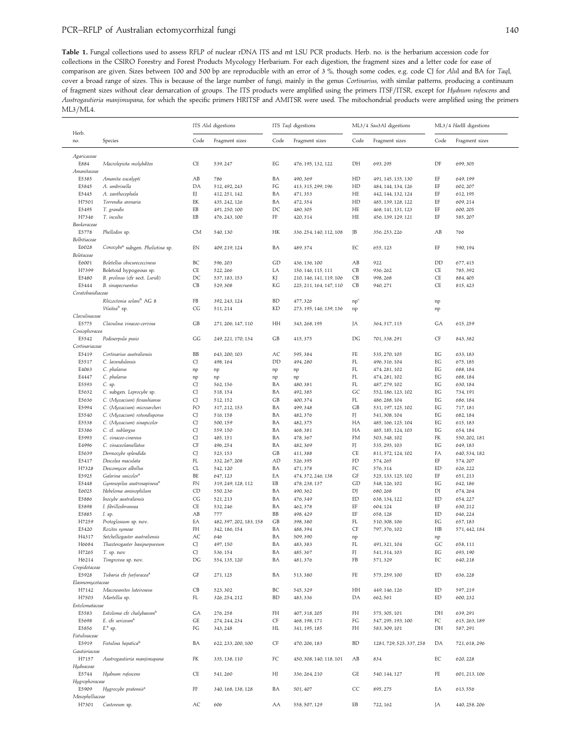**Table 1.** Fungal collections used to assess RFLP of nuclear rDNA ITS and mt LSU PCR products. Herb. no. is the herbarium accession code for collections in the CSIRO Forestry and Forest Products Mycology Herbarium. For each digestion, the fragment sizes and a letter code for ease of comparison are given. Sizes between 100 and 500 bp are reproducible with an error of 3 %, though some codes, e.g. code CJ for *Alu*I and BA for *Taq*I, cover a broad range of sizes. This is because of the large number of fungi, mainly in the genus *Cortinarius*, with similar patterns, producing a continuum of fragment sizes without clear demarcation of groups. The ITS products were amplified using the primers ITSF/ITSR, except for *Hydnum rufescens* and *Austrogautieria manjimupana*, for which the specific primers HRITSF and AMITSR were used. The mitochondrial products were amplified using the primers ML3/ML4.

| Herb. no. | Species | ITS *Alu*I digestions | | ITS *Taq*I digestions | | ML3/4 *Sau*3AI digestions | | ML3/4 *Hae*III digestions | |
|---|---|---|---|---|---|---|---|---|---|
| | | Code | Fragment sizes | Code | Fragment sizes | Code | Fragment sizes | Code | Fragment sizes |
| *Agaricaceae* | | | | | | | | | |
| E884 | *Macrolepiota molybdites* | CE | 539, 247 | EG | 476, 195, 132, 122 | DH | 693, 295 | DF | 699, 305 |
| *Amanitaceae* | | | | | | | | | |
| E5385 | *Amanita eucalypti* | AB | 786 | BA | 490, 369 | HD | 491, 145, 135, 130 | EF | 649, 199 |
| E5845 | *A. umbrinella* | DA | 512, 492, 243 | FG | 413, 315, 299, 196 | HD | 484, 144, 134, 126 | EF | 602, 207 |
| E5445 | *A. xanthocephala* | EJ | 412, 251, 142 | BA | 471, 353 | HE | 442, 144, 132, 124 | EF | 612, 195 |
| H7501 | *Torrendia arenaria* | EK | 435, 242, 126 | BA | 472, 354 | HD | 485, 139, 128, 122 | EF | 609, 214 |
| E5495 | *T. grandis* | EB | 491, 250, 100 | DC | 480, 305 | HE | 468, 141, 131, 123 | EF | 600, 205 |
| H7346 | *T. inculta* | EB | 476, 243, 100 | FF | 420, 314 | HE | 456, 139, 129, 121 | EF | 585, 207 |
| *Bankeraceae* | | | | | | | | | |
| E5778 | *Phellodon* sp. | CM | 540, 130 | HK | 336, 254, 140, 112, 108 | JB | 356, 253, 226 | AB | 766 |
| *Bolbitiaceae* | | | | | | | | | |
| E6028 | *Conocybe*[a] subgen. *Pholiotina* sp. | EN | 409, 219, 124 | BA | 489, 374 | EC | 655, 123 | EF | 590, 194 |
| *Boletaceae* | | | | | | | | | |
| E6001 | *Boletellus obscurecoccineus* | BC | 596, 203 | GD | 436, 136, 100 | AB | 922 | DD | 677, 415 |
| H7399 | Boletoid hypogeous sp. | CE | 522, 266 | LA | 156, 146, 115, 111 | CB | 936, 262 | CE | 785, 392 |
| E5480 | *B. prolinus* (cfr sect. *Luridi*) | DC | 537, 183, 153 | KJ | 210, 146, 141, 119, 106 | CB | 998, 268 | CE | 884, 405 |
| E5444 | *B. sinapecruentus* | CB | 529, 308 | KG | 225, 211, 164, 147, 110 | CB | 940, 271 | CE | 815, 423 |
| *Ceratobasidiaceae* | | | | | | | | | |
| | *Rhizoctonia solani*[b] AG 8 | FB | 392, 243, 124 | BD | 477, 326 | np[c] | | np | |
| | *Waitea*[b] sp. | CG | 511, 214 | KD | 273, 195, 146, 139, 136 | np | | np | |
| *Clavulinaceae* | | | | | | | | | |
| E5775 | *Clavulina vinaceo-cervina* | GB | 271, 206, 147, 110 | HH | 343, 268, 195 | JA | 364, 317, 115 | GA | 615, 259 |
| *Coniophoracea* | | | | | | | | | |
| E5542 | *Podoserpula pusio* | GG | 249, 221, 170, 134 | GB | 415, 375 | DG | 701, 338, 291 | CF | 843, 382 |
| *Cortinariaceae* | | | | | | | | | |
| E5419 | *Cortinarius australiensis* | BB | 643, 200, 103 | AC | 595, 384 | FE | 535, 270, 105 | EG | 633, 183 |
| E5517 | *C. lavendulensis* | CJ | 498, 164 | DD | 494, 280 | FL | 496, 316, 104 | EG | 675, 185 |
| E4063 | *C. phalarus* | np | np | np | np | FL | 474, 281, 102 | EG | 688, 184 |
| E4447 | *C. phalarus* | np | np | np | np | FL | 474, 281, 102 | EG | 688, 184 |
| E5593 | *C.* sp. | CJ | 562, 156 | BA | 480, 381 | FL | 487, 279, 102 | EG | 630, 184 |
| E5632 | *C.* subgen. *Leprocybe* sp. | CJ | 518, 154 | BA | 492, 385 | GC | 552, 186, 123, 102 | EG | 734, 191 |
| E5636 | *C. (Myxacium) fiveashianus* | CJ | 512, 152 | GB | 400, 374 | FL | 486, 288, 104 | EG | 686, 184 |
| E5994 | *C. (Myxacium) microarcheri* | FO | 317, 212, 153 | BA | 499, 348 | GB | 531, 197, 125, 102 | EG | 717, 181 |
| E5540 | *C. (Myxacium) rotundisporus* | CJ | 516, 158 | BA | 482, 376 | FJ | 541, 308, 104 | EG | 682, 184 |
| E5538 | *C. (Myxacium) sinapicolor* | CJ | 500, 159 | BA | 482, 375 | HA | 485, 166, 125, 104 | EG | 615, 183 |
| E5386 | *C.* cf. *sublargus* | CJ | 559, 150 | BA | 468, 381 | HA | 485, 185, 124, 103 | EG | 654, 184 |
| E5993 | *C. vinaceo-cinereus* | CJ | 485, 151 | BA | 478, 367 | FM | 503, 348, 102 | FK | 550, 202, 181 |
| E4996 | *C. vinaceolamellatus* | CF | 496, 254 | BA | 482, 369 | FJ | 535, 293, 103 | EG | 649, 183 |
| E5639 | *Dermocybe splendida* | CJ | 523, 153 | GB | 411, 388 | CE | 811, 372, 124, 102 | FA | 640, 534, 182 |
| E5417 | *Descolea maculata* | FL | 332, 267, 208 | AD | 526, 395 | FD | 574, 265 | EF | 574, 207 |
| H7328 | *Descomyces albellus* | CL | 542, 120 | BA | 471, 378 | FC | 576, 314 | ED | 626, 222 |
| E5925 | *Galerina unicolor*[a] | BE | 647, 123 | EA | 474, 372, 246, 138 | GF | 525, 133, 125, 102 | EF | 651, 213 |
| E5448 | *Gymnopilus austrosapineus*[a] | FN | 319, 249, 128, 112 | EB | 478, 238, 137 | GD | 548, 126, 102 | EG | 642, 186 |
| E6025 | *Hebeloma aminophilum* | CD | 550, 236 | BA | 490, 362 | DJ | 680, 268 | DJ | 674, 264 |
| E5886 | *Inocybe australiensis* | CG | 521, 213 | BA | 476, 349 | ED | 638, 134, 122 | ED | 654, 227 |
| E5898 | *I. fibrillosbrunnea* | CE | 532, 246 | BA | 462, 378 | EF | 604, 124 | EF | 630, 212 |
| E5885 | *I.* sp. | AB | 777 | BB | 498, 429 | EF | 658, 128 | ED | 646, 224 |
| H7259 | *Protoglossum* sp. nov. | EA | 482, 397, 202, 183, 158 | GB | 398, 380 | FL | 510, 308, 106 | EG | 657, 183 |
| E5420 | *Rozites symeae* | FH | 342, 186, 154 | BA | 488, 394 | CF | 797, 376, 102 | HB | 571, 442, 184 |
| H4317 | *Setchelliogaster australiensis* | AC | 646 | BA | 509, 390 | np | | np | |
| H6684 | *Thaxterogaster basipurpureum* | CJ | 497, 150 | BA | 483, 383 | FL | 491, 321, 104 | GC | 658, 111 |
| H7265 | *T.* sp. nov | CJ | 536, 154 | BA | 485, 367 | FJ | 541, 314, 103 | EG | 693, 190 |
| H6214 | *Timgrovea* sp. nov. | DG | 554, 135, 120 | BA | 481, 376 | FB | 571, 329 | EC | 640, 218 |
| *Crepidotaceae* | | | | | | | | | |
| E5928 | *Tubaria* cfr *furfuracea*[a] | GF | 271, 125 | BA | 513, 380 | FE | 575, 259, 100 | ED | 636, 228 |
| *Elasmomycetaceae* | | | | | | | | | |
| H7142 | *Macowanites luteiroseus* | CB | 523, 302 | BC | 545, 329 | HH | 449, 146, 126 | ED | 597, 219 |
| H7503 | *Martellia* sp. | FL | 326, 254, 212 | BD | 483, 336 | DA | 662, 561 | ED | 600, 232 |
| *Entolomataceae* | | | | | | | | | |
| E5583 | *Entoloma* cfr *chalybaeum*[a] | GA | 276, 258 | FH | 407, 318, 205 | FH | 575, 305, 101 | DH | 639, 291 |
| E5698 | *E.* cfr *sericeum*[a] | GE | 274, 244, 234 | CF | 468, 198, 171 | FG | 547, 295, 193, 100 | FC | 615, 263, 189 |
| E5856 | *E.*[a] sp. | FG | 343, 248 | HL | 341, 195, 185 | FH | 583, 309, 101 | DH | 587, 291 |
| *Fistulinaceae* | | | | | | | | | |
| E5919 | *Fistulina hepatica*[b] | BA | 622, 233, 200, 100 | CF | 470, 206, 183 | BD | 1281, 729, 525, 337, 258 | DA | 721, 618, 296 |
| *Gautieriaceae* | | | | | | | | | |
| H7157 | *Austrogautieria manjimupana* | FK | 335, 138, 110 | FC | 450, 308, 140, 118, 101 | AB | 834 | EC | 620, 228 |
| *Hydnaceae* | | | | | | | | | |
| E5744 | *Hydnum rufescens* | CE | 541, 260 | HJ | 336, 264, 210 | GE | 540, 144, 127 | FE | 601, 213, 106 |
| *Hygrophoraceae* | | | | | | | | | |
| E5909 | *Hygrocybe pratensis*[a] | FF | 340, 168, 138, 128 | BA | 501, 407 | CC | 895, 275 | EA | 613, 556 |
| *Mesophelliaceae* | | | | | | | | | |
| H7301 | *Castoreum* sp. | AC | 606 | AA | 558, 507, 129 | EB | 722, 162 | JA | 440, 258, 206 |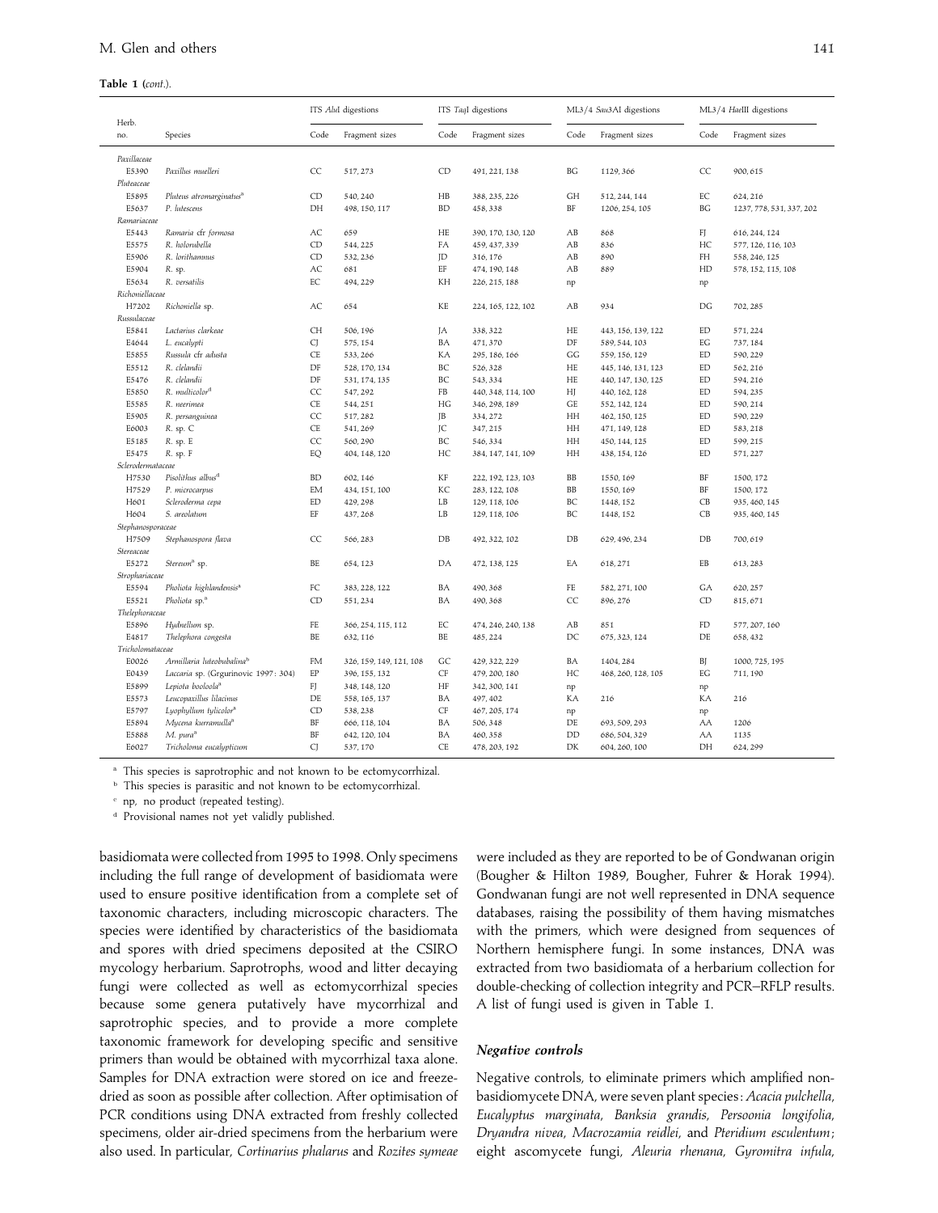**Table 1** (*cont*.).

| Herb. no. | Species | ITS *Alu*I digestions | | ITS *Taq*I digestions | | ML3/4 *Sau*3AI digestions | | ML3/4 *Hae*III digestions | |
|---|---|---|---|---|---|---|---|---|---|
| | | Code | Fragment sizes | Code | Fragment sizes | Code | Fragment sizes | Code | Fragment sizes |
| *Paxillaceae* | | | | | | | | | |
| E5390 | *Paxillus muelleri* | CC | 517, 273 | CD | 491, 221, 138 | BG | 1129, 366 | CC | 900, 615 |
| *Pluteaceae* | | | | | | | | | |
| E5895 | *Pluteus atromarginatus*[a] | CD | 540, 240 | HB | 388, 235, 226 | GH | 512, 244, 144 | EC | 624, 216 |
| E5637 | *P. lutescens* | DH | 498, 150, 117 | BD | 458, 338 | BF | 1206, 254, 105 | BG | 1237, 778, 531, 337, 202 |
| *Ramariaceae* | | | | | | | | | |
| E5443 | *Ramaria* cfr *formosa* | AC | 659 | HE | 390, 170, 130, 120 | AB | 868 | FJ | 616, 244, 124 |
| E5575 | *R. holorubella* | CD | 544, 225 | FA | 459, 437, 339 | AB | 836 | HC | 577, 126, 116, 103 |
| E5906 | *R. lorithamnus* | CD | 532, 236 | JD | 316, 176 | AB | 890 | FH | 558, 246, 125 |
| E5904 | *R.* sp. | AC | 681 | EF | 474, 190, 148 | AB | 889 | HD | 578, 152, 115, 108 |
| E5634 | *R. versatilis* | EC | 494, 229 | KH | 226, 215, 188 | np | | np | |
| *Richoniellaceae* | | | | | | | | | |
| H7202 | *Richoniella* sp. | AC | 654 | KE | 224, 165, 122, 102 | AB | 934 | DG | 702, 285 |
| *Russulaceae* | | | | | | | | | |
| E5841 | *Lactarius clarkeae* | CH | 506, 196 | JA | 338, 322 | HE | 443, 156, 139, 122 | ED | 571, 224 |
| E4644 | *L. eucalypti* | CJ | 575, 154 | BA | 471, 370 | DF | 589, 544, 103 | EG | 737, 184 |
| E5855 | *Russula* cfr *adusta* | CE | 533, 266 | KA | 295, 186, 166 | GG | 559, 156, 129 | ED | 590, 229 |
| E5512 | *R. clelandii* | DF | 528, 170, 134 | BC | 526, 328 | HE | 445, 146, 131, 123 | ED | 562, 216 |
| E5476 | *R. clelandii* | DF | 531, 174, 135 | BC | 543, 334 | HE | 440, 147, 130, 125 | ED | 594, 216 |
| E5850 | *R. multicolor*[d] | CC | 547, 292 | FB | 440, 348, 114, 100 | HJ | 440, 162, 128 | ED | 594, 235 |
| E5585 | *R. neerimea* | CE | 544, 251 | HG | 346, 298, 189 | GE | 552, 142, 124 | ED | 590, 214 |
| E5905 | *R. persanguinea* | CC | 517, 282 | JB | 334, 272 | HH | 462, 150, 125 | ED | 590, 229 |
| E6003 | *R.* sp. C | CE | 541, 269 | JC | 347, 215 | HH | 471, 149, 128 | ED | 583, 218 |
| E5185 | *R.* sp. E | CC | 560, 290 | BC | 546, 334 | HH | 450, 144, 125 | ED | 599, 215 |
| E5475 | *R.* sp. F | EQ | 404, 148, 120 | HC | 384, 147, 141, 109 | HH | 438, 154, 126 | ED | 571, 227 |
| *Sclerodermataceae* | | | | | | | | | |
| H7530 | *Pisolithus albus*[d] | BD | 602, 146 | KF | 222, 192, 123, 103 | BB | 1550, 169 | BF | 1500, 172 |
| H7529 | *P. microcarpus* | EM | 434, 151, 100 | KC | 283, 122, 108 | BB | 1550, 169 | BF | 1500, 172 |
| H601 | *Scleroderma cepa* | ED | 429, 298 | LB | 129, 118, 106 | BC | 1448, 152 | CB | 935, 460, 145 |
| H604 | *S. areolatum* | EF | 437, 268 | LB | 129, 118, 106 | BC | 1448, 152 | CB | 935, 460, 145 |
| *Stephanosporaceae* | | | | | | | | | |
| H7509 | *Stephanospora flava* | CC | 566, 283 | DB | 492, 322, 102 | DB | 629, 496, 234 | DB | 700, 619 |
| *Stereaceae* | | | | | | | | | |
| E5272 | *Stereum*[a] sp. | BE | 654, 123 | DA | 472, 138, 125 | EA | 618, 271 | EB | 613, 283 |
| *Strophariaceae* | | | | | | | | | |
| E5594 | *Pholiota highlandensis*[a] | FC | 383, 228, 122 | BA | 490, 368 | FE | 582, 271, 100 | GA | 620, 257 |
| E5521 | *Pholiota* sp.[a] | CD | 551, 234 | BA | 490, 368 | CC | 896, 276 | CD | 815, 671 |
| *Thelephoraceae* | | | | | | | | | |
| E5896 | *Hydnellum* sp. | FE | 366, 254, 115, 112 | EC | 474, 246, 240, 138 | AB | 851 | FD | 577, 207, 160 |
| E4817 | *Thelephora congesta* | BE | 632, 116 | BE | 485, 224 | DC | 675, 323, 124 | DE | 658, 432 |
| *Tricholomataceae* | | | | | | | | | |
| E0026 | *Armillaria luteobubalina*[b] | FM | 326, 159, 149, 121, 108 | GC | 429, 322, 229 | BA | 1404, 284 | BJ | 1000, 725, 195 |
| E0439 | *Laccaria* sp. (Grgurinovic 1997: 304) | EP | 396, 155, 132 | CF | 479, 200, 180 | HC | 468, 260, 128, 105 | EG | 711, 190 |
| E5899 | *Lepiota booloola*[a] | FJ | 348, 148, 120 | HF | 342, 300, 141 | np | | np | |
| E5573 | *Leucopaxillus lilacinus* | DE | 558, 165, 137 | BA | 497, 402 | KA | 216 | KA | 216 |
| E5797 | *Lyophyllum tylicolor*[a] | CD | 538, 238 | CF | 467, 205, 174 | np | | np | |
| E5894 | *Mycena kurramulla*[a] | BF | 666, 118, 104 | BA | 506, 348 | DE | 693, 509, 293 | AA | 1206 |
| E5888 | *M. pura*[a] | BF | 642, 120, 104 | BA | 460, 358 | DD | 686, 504, 329 | AA | 1135 |
| E6027 | *Tricholoma eucalypticum* | CJ | 537, 170 | CE | 478, 203, 192 | DK | 604, 260, 100 | DH | 624, 299 |

[a] This species is saprotrophic and not known to be ectomycorrhizal.

[b] This species is parasitic and not known to be ectomycorrhizal.

[c] np, no product (repeated testing).

[d] Provisional names not yet validly published.

basidiomata were collected from 1995 to 1998. Only specimens including the full range of development of basidiomata were used to ensure positive identification from a complete set of taxonomic characters, including microscopic characters. The species were identified by characteristics of the basidiomata and spores with dried specimens deposited at the CSIRO mycology herbarium. Saprotrophs, wood and litter decaying fungi were collected as well as ectomycorrhizal species because some genera putatively have mycorrhizal and saprotrophic species, and to provide a more complete taxonomic framework for developing specific and sensitive primers than would be obtained with mycorrhizal taxa alone. Samples for DNA extraction were stored on ice and freeze-dried as soon as possible after collection. After optimisation of PCR conditions using DNA extracted from freshly collected specimens, older air-dried specimens from the herbarium were also used. In particular, *Cortinarius phalarus* and *Rozites symeae* were included as they are reported to be of Gondwanan origin (Bougher & Hilton 1989, Bougher, Fuhrer & Horak 1994). Gondwanan fungi are not well represented in DNA sequence databases, raising the possibility of them having mismatches with the primers, which were designed from sequences of Northern hemisphere fungi. In some instances, DNA was extracted from two basidiomata of a herbarium collection for double-checking of collection integrity and PCR–RFLP results. A list of fungi used is given in Table 1.

### *Negative controls*

Negative controls, to eliminate primers which amplified non-basidiomycete DNA, were seven plant species: *Acacia pulchella*, *Eucalyptus marginata*, *Banksia grandis*, *Persoonia longifolia*, *Dryandra nivea*, *Macrozamia reidlei*, and *Pteridium esculentum*; eight ascomycete fungi, *Aleuria rhenana*, *Gyromitra infula*,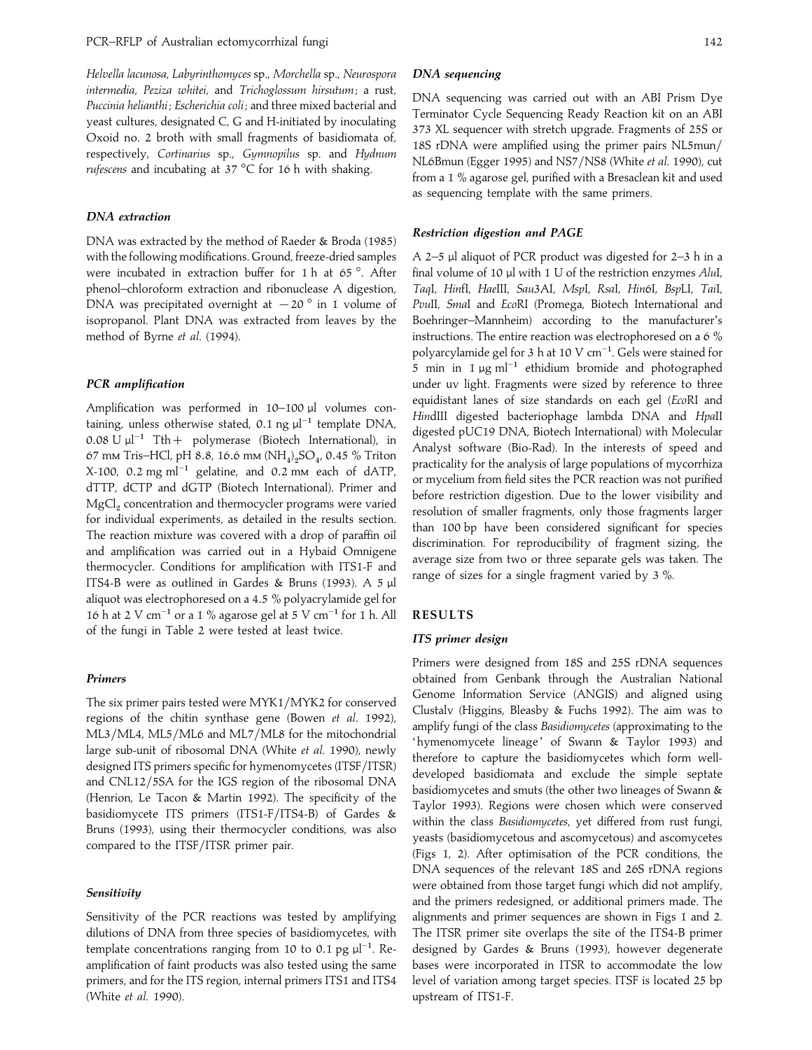*Helvella lacunosa*, *Labyrinthomyces* sp., *Morchella* sp., *Neurospora intermedia*, *Peziza whitei*, and *Trichoglossum hirsutum*; a rust, *Puccinia helianthi*; *Escherichia coli*; and three mixed bacterial and yeast cultures, designated C, G and H-initiated by inoculating Oxoid no. 2 broth with small fragments of basidiomata of, respectively, *Cortinarius* sp., *Gymnopilus* sp. and *Hydnum rufescens* and incubating at 37 °C for 16 h with shaking.

### *DNA extraction*

DNA was extracted by the method of Raeder & Broda (1985) with the following modifications. Ground, freeze-dried samples were incubated in extraction buffer for 1 h at 65 °. After phenol–chloroform extraction and ribonuclease A digestion, DNA was precipitated overnight at −20 ° in 1 volume of isopropanol. Plant DNA was extracted from leaves by the method of Byrne *et al.* (1994).

### *PCR amplification*

Amplification was performed in 10–100 µl volumes containing, unless otherwise stated, 0.1 ng $\mu l^{-1}$ template DNA, 0.08 U $\mu l^{-1}$ Tth+ polymerase (Biotech International), in 67 mM Tris–HCl, pH 8.8, 16.6 mM $(NH_4)_2SO_4$, 0.45 % Triton X-100, 0.2 mg $ml^{-1}$ gelatine, and 0.2 mM each of dATP, dTTP, dCTP and dGTP (Biotech International). Primer and $MgCl_2$ concentration and thermocycler programs were varied for individual experiments, as detailed in the results section. The reaction mixture was covered with a drop of paraffin oil and amplification was carried out in a Hybaid Omnigene thermocycler. Conditions for amplification with ITS1-F and ITS4-B were as outlined in Gardes & Bruns (1993). A 5 µl aliquot was electrophoresed on a 4.5 % polyacrylamide gel for 16 h at 2 V $cm^{-1}$ or a 1 % agarose gel at 5 V $cm^{-1}$ for 1 h. All of the fungi in Table 2 were tested at least twice.

### *Primers*

The six primer pairs tested were MYK1/MYK2 for conserved regions of the chitin synthase gene (Bowen *et al.* 1992), ML3/ML4, ML5/ML6 and ML7/ML8 for the mitochondrial large sub-unit of ribosomal DNA (White *et al.* 1990), newly designed ITS primers specific for hymenomycetes (ITSF/ITSR) and CNL12/5SA for the IGS region of the ribosomal DNA (Henrion, Le Tacon & Martin 1992). The specificity of the basidiomycete ITS primers (ITS1-F/ITS4-B) of Gardes & Bruns (1993), using their thermocycler conditions, was also compared to the ITSF/ITSR primer pair.

### *Sensitivity*

Sensitivity of the PCR reactions was tested by amplifying dilutions of DNA from three species of basidiomycetes, with template concentrations ranging from 10 to 0.1 pg $\mu l^{-1}$. Re-amplification of faint products was also tested using the same primers, and for the ITS region, internal primers ITS1 and ITS4 (White *et al.* 1990).

### *DNA sequencing*

DNA sequencing was carried out with an ABI Prism Dye Terminator Cycle Sequencing Ready Reaction kit on an ABI 373 XL sequencer with stretch upgrade. Fragments of 25S or 18S rDNA were amplified using the primer pairs NL5mun/NL6Bmun (Egger 1995) and NS7/NS8 (White *et al.* 1990), cut from a 1 % agarose gel, purified with a Bresaclean kit and used as sequencing template with the same primers.

### *Restriction digestion and PAGE*

A 2–5 µl aliquot of PCR product was digested for 2–3 h in a final volume of 10 µl with 1 U of the restriction enzymes *Alu*I, *Taq*I, *Hin*fI, *Hae*III, *Sau*3AI, *Msp*I, *Rsa*I, *Hin*6I, *Bsp*LI, *Tai*I, *Pvu*II, *Sma*I and *Eco*RI (Promega, Biotech International and Boehringer–Mannheim) according to the manufacturer's instructions. The entire reaction was electrophoresed on a 6 % polyarcylamide gel for 3 h at 10 V $cm^{-1}$. Gels were stained for 5 min in 1 µg $ml^{-1}$ ethidium bromide and photographed under uv light. Fragments were sized by reference to three equidistant lanes of size standards on each gel (*Eco*RI and *Hin*dIII digested bacteriophage lambda DNA and *Hpa*II digested pUC19 DNA, Biotech International) with Molecular Analyst software (Bio-Rad). In the interests of speed and practicality for the analysis of large populations of mycorrhiza or mycelium from field sites the PCR reaction was not purified before restriction digestion. Due to the lower visibility and resolution of smaller fragments, only those fragments larger than 100 bp have been considered significant for species discrimination. For reproducibility of fragment sizing, the average size from two or three separate gels was taken. The range of sizes for a single fragment varied by 3 %.

## RESULTS

### *ITS primer design*

Primers were designed from 18S and 25S rDNA sequences obtained from Genbank through the Australian National Genome Information Service (ANGIS) and aligned using Clustalv (Higgins, Bleasby & Fuchs 1992). The aim was to amplify fungi of the class *Basidiomycetes* (approximating to the 'hymenomycete lineage' of Swann & Taylor 1993) and therefore to capture the basidiomycetes which form well-developed basidiomata and exclude the simple septate basidiomycetes and smuts (the other two lineages of Swann & Taylor 1993). Regions were chosen which were conserved within the class *Basidiomycetes*, yet differed from rust fungi, yeasts (basidiomycetous and ascomycetous) and ascomycetes (Figs 1, 2). After optimisation of the PCR conditions, the DNA sequences of the relevant 18S and 26S rDNA regions were obtained from those target fungi which did not amplify, and the primers redesigned, or additional primers made. The alignments and primer sequences are shown in Figs 1 and 2. The ITSR primer site overlaps the site of the ITS4-B primer designed by Gardes & Bruns (1993), however degenerate bases were incorporated in ITSR to accommodate the low level of variation among target species. ITSF is located 25 bp upstream of ITS1-F.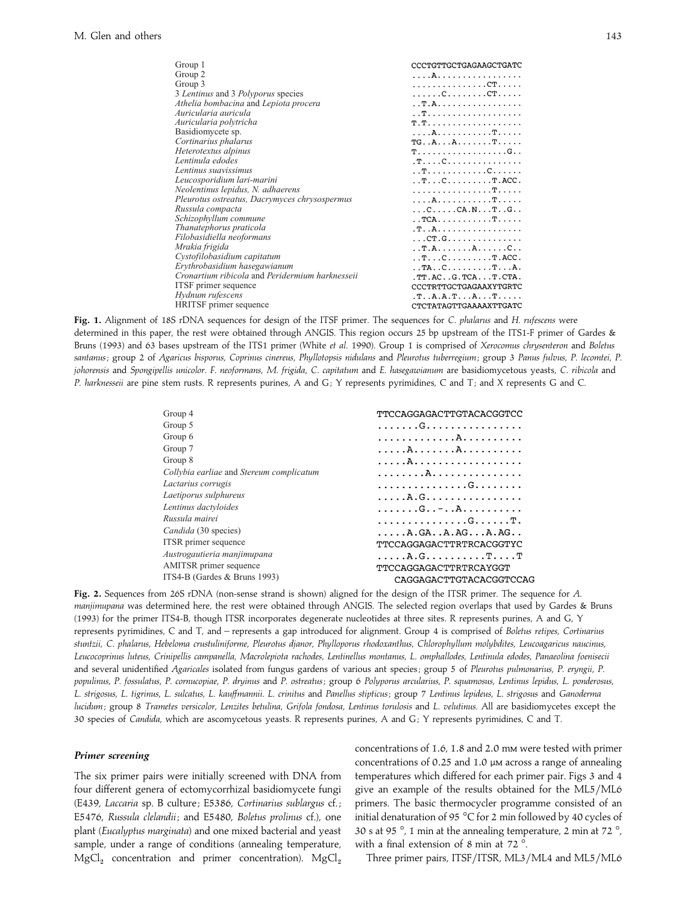| | |
|---|---|
| Group 1 | CCCTGTTGCTGAGAAGCTGATC |
| Group 2 | ....A................. |
| Group 3 | ...............CT..... |
| 3 *Lentinus* and 3 *Polyporus* species | ......C........CT..... |
| *Athelia bombacina* and *Lepiota procera* | ..T.A................. |
| *Auricularia auricula* | ..T................... |
| *Auricularia polytricha* | T.T................... |
| Basidiomycete sp. | ....A...........T..... |
| *Cortinarius phalarus* | TG..A...A.......T..... |
| *Heterotextus alpinus* | T.................G.. |
| *Lentinula edodes* | .T....C............... |
| *Lentinus suavissimus* | ..T............C...... |
| *Leucosporidium lari-marini* | ..T...C.........T.ACC. |
| *Neolentinus lepidus*, *N. adhaerens* | ...............T..... |
| *Pleurotus ostreatus*, *Dacrymyces chrysospermus* | ....A...........T..... |
| *Russula compacta* | ...C.....CA.N...T..G.. |
| *Schizophyllum commune* | ..TCA...........T..... |
| *Thanatephorus praticola* | .T..A................. |
| *Filobasidiella neoformans* | ...CT.G............... |
| *Mrakia frigida* | ..T.A.......A......C.. |
| *Cystofilobasidium capitatum* | ..T...C.........T.ACC. |
| *Erythrobasidium hasegawianum* | ..TA..C.........T...A. |
| *Cronartium ribicola* and *Peridermium harknesseii* | .TT.AC..G.TCA...T.CTA. |
| ITSF primer sequence | CCCTRTTGCTGAGAAXYTGRTC |
| *Hydnum rufescens* | .T..A.A.T...A...T..... |
| HRITSF primer sequence | CTCTATAGTTGAAAAXTTGATC |

**Fig. 1.** Alignment of 18S rDNA sequences for design of the ITSF primer. The sequences for *C. phalarus* and *H. rufescens* were determined in this paper, the rest were obtained through ANGIS. This region occurs 25 bp upstream of the ITS1-F primer of Gardes & Bruns (1993) and 63 bases upstream of the ITS1 primer (White *et al.* 1990). Group 1 is comprised of *Xerocomus chrysenteron* and *Boletus santanus*; group 2 of *Agaricus bisporus*, *Coprinus cinereus*, *Phyllotopsis nidulans* and *Pleurotus tuberregium*; group 3 *Panus fulvus*, *P. lecomtei*, *P. johorensis* and *Spongipellis unicolor*. *F. neoformans*, *M. frigida*, *C. capitatum* and *E. hasegawianum* are basidiomycetous yeasts, *C. ribicola* and *P. harknesseii* are pine stem rusts. R represents purines, A and G; Y represents pyrimidines, C and T; and X represents G and C.

| | |
|---|---|
| Group 4 | TTCCAGGAGACTTGTACACGGTCC |
| Group 5 | .......G................ |
| Group 6 | .............A.......... |
| Group 7 | .....A.......A.......... |
| Group 8 | .....A.................. |
| *Collybia earliae* and *Stereum complicatum* | ........A............... |
| *Lactarius corrugis* | ...............G........ |
| *Laetiporus sulphureus* | .....A.G................ |
| *Lentinus dactyloides* | .......G..-..A.......... |
| *Russula mairei* | ...............G......T. |
| *Candida* (30 species) | .....A.GA..A.AG...A.AG.. |
| ITSR primer sequence | TTCCAGGAGACTTRTRCACGGTYC |
| *Austrogautieria manjimupana* | .....A.G..........T....T |
| AMITSR primer sequence | TTCCAGGAGACTTRTRCAYGGT |
| ITS4-B (Gardes & Bruns 1993) | CAGGAGACTTGTACACGGTCCAG |

**Fig. 2.** Sequences from 26S rDNA (non-sense strand is shown) aligned for the design of the ITSR primer. The sequence for *A. manjimupana* was determined here, the rest were obtained through ANGIS. The selected region overlaps that used by Gardes & Bruns (1993) for the primer ITS4-B, though ITSR incorporates degenerate nucleotides at three sites. R represents purines, A and G, Y represents pyrimidines, C and T, and – represents a gap introduced for alignment. Group 4 is comprised of *Boletus retipes*, *Cortinarius stuntzii*, *C. phalarus*, *Hebeloma crustuliniforme*, *Pleurotus djanor*, *Phylloporus rhodoxanthus*, *Chlorophyllum molybdites*, *Leucoagaricus naucinus*, *Leucocoprinus luteus*, *Crinipellis campanella*, *Macrolepiota rachodes*, *Lentinellus montanus*, *L. omphallodes*, *Lentinula edodes*, *Panaeolina foenisecii* and several unidentified *Agaricales* isolated from fungus gardens of various ant species; group 5 of *Pleurotus pulmonarius*, *P. eryngii*, *P. populinus*, *P. fossulatus*, *P. cornucopiae*, *P. dryinus* and *P. ostreatus*; group 6 *Polyporus arcularius*, *P. squamosus*, *Lentinus lepidus*, *L. ponderosus*, *L. strigosus*, *L. tigrinus*, *L. sulcatus*, *L. kauffmannii*. *L. crinitus* and *Panellus stipticus*; group 7 *Lentinus lepideus*, *L. strigosus* and *Ganoderma lucidum*; group 8 *Trametes versicolor*, *Lenzites betulina*, *Grifola fondosa*, *Lentinus torulosis* and *L. velutinus*. All are basidiomycetes except the 30 species of *Candida*, which are ascomycetous yeasts. R represents purines, A and G; Y represents pyrimidines, C and T.

### *Primer screening*

The six primer pairs were initially screened with DNA from four different genera of ectomycorrhizal basidiomycete fungi (E439, *Laccaria* sp. B culture; E5386, *Cortinarius sublargus* cf.; E5476, *Russula clelandii*; and E5480, *Boletus prolinus* cf.), one plant (*Eucalyptus marginata*) and one mixed bacterial and yeast sample, under a range of conditions (annealing temperature, $MgCl_2$ concentration and primer concentration). $MgCl_2$ concentrations of 1.6, 1.8 and 2.0 mM were tested with primer concentrations of 0.25 and 1.0 µM across a range of annealing temperatures which differed for each primer pair. Figs 3 and 4 give an example of the results obtained for the ML5/ML6 primers. The basic thermocycler programme consisted of an initial denaturation of 95 °C for 2 min followed by 40 cycles of 30 s at 95 °, 1 min at the annealing temperature, 2 min at 72 °, with a final extension of 8 min at 72 °.

Three primer pairs, ITSF/ITSR, ML3/ML4 and ML5/ML6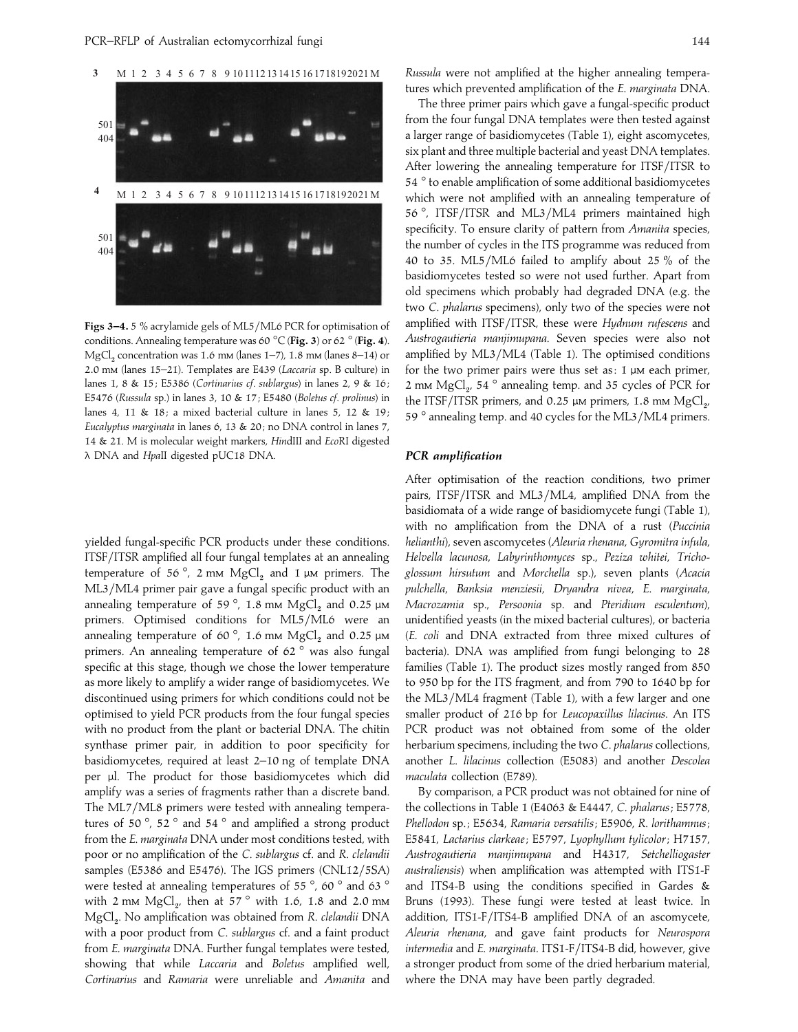Figs 3–4. 5 % acrylamide gels of ML5/ML6 PCR for optimisation of conditions. Annealing temperature was 60 °C (**Fig. 3**) or 62 ° (**Fig. 4**). $MgCl_2$ concentration was 1.6 mM (lanes 1–7), 1.8 mM (lanes 8–14) or 2.0 mM (lanes 15–21). Templates are E439 (*Laccaria* sp. B culture) in lanes 1, 8 & 15; E5386 (*Cortinarius cf. sublargus*) in lanes 2, 9 & 16; E5476 (*Russula* sp.) in lanes 3, 10 & 17; E5480 (*Boletus cf. prolinus*) in lanes 4, 11 & 18; a mixed bacterial culture in lanes 5, 12 & 19; *Eucalyptus marginata* in lanes 6, 13 & 20; no DNA control in lanes 7, 14 & 21. M is molecular weight markers, *Hin*dIII and *Eco*RI digested λ DNA and *Hpa*II digested pUC18 DNA.

yielded fungal-specific PCR products under these conditions. ITSF/ITSR amplified all four fungal templates at an annealing temperature of 56 °, 2 mM $MgCl_2$ and 1 μM primers. The ML3/ML4 primer pair gave a fungal specific product with an annealing temperature of 59 °, 1.8 mM $MgCl_2$ and 0.25 μM primers. Optimised conditions for ML5/ML6 were an annealing temperature of 60 °, 1.6 mM $MgCl_2$ and 0.25 μM primers. An annealing temperature of 62 ° was also fungal specific at this stage, though we chose the lower temperature as more likely to amplify a wider range of basidiomycetes. We discontinued using primers for which conditions could not be optimised to yield PCR products from the four fungal species with no product from the plant or bacterial DNA. The chitin synthase primer pair, in addition to poor specificity for basidiomycetes, required at least 2–10 ng of template DNA per μl. The product for those basidiomycetes which did amplify was a series of fragments rather than a discrete band. The ML7/ML8 primers were tested with annealing temperatures of 50 °, 52 ° and 54 ° and amplified a strong product from the *E. marginata* DNA under most conditions tested, with poor or no amplification of the *C. sublargus* cf. and *R. clelandii* samples (E5386 and E5476). The IGS primers (CNL12/5SA) were tested at annealing temperatures of 55 °, 60 ° and 63 ° with 2 mM $MgCl_2$, then at 57 ° with 1.6, 1.8 and 2.0 mM $MgCl_2$. No amplification was obtained from *R. clelandii* DNA with a poor product from *C. sublargus* cf. and a faint product from *E. marginata* DNA. Further fungal templates were tested, showing that while *Laccaria* and *Boletus* amplified well, *Cortinarius* and *Ramaria* were unreliable and *Amanita* and *Russula* were not amplified at the higher annealing temperatures which prevented amplification of the *E. marginata* DNA.

The three primer pairs which gave a fungal-specific product from the four fungal DNA templates were then tested against a larger range of basidiomycetes (Table 1), eight ascomycetes, six plant and three multiple bacterial and yeast DNA templates. After lowering the annealing temperature for ITSF/ITSR to 54 ° to enable amplification of some additional basidiomycetes which were not amplified with an annealing temperature of 56 °, ITSF/ITSR and ML3/ML4 primers maintained high specificity. To ensure clarity of pattern from *Amanita* species, the number of cycles in the ITS programme was reduced from 40 to 35. ML5/ML6 failed to amplify about 25 % of the basidiomycetes tested so were not used further. Apart from old specimens which probably had degraded DNA (e.g. the two *C. phalarus* specimens), only two of the species were not amplified with ITSF/ITSR, these were *Hydnum rufescens* and *Austrogautieria manjimupana*. Seven species were also not amplified by ML3/ML4 (Table 1). The optimised conditions for the two primer pairs were thus set as: 1 μM each primer, 2 mM $MgCl_2$, 54 ° annealing temp. and 35 cycles of PCR for the ITSF/ITSR primers, and 0.25 μM primers, 1.8 mM $MgCl_2$, 59 ° annealing temp. and 40 cycles for the ML3/ML4 primers.

### *PCR amplification*

After optimisation of the reaction conditions, two primer pairs, ITSF/ITSR and ML3/ML4, amplified DNA from the basidiomata of a wide range of basidiomycete fungi (Table 1), with no amplification from the DNA of a rust (*Puccinia helianthi*), seven ascomycetes (*Aleuria rhenana*, *Gyromitra infula*, *Helvella lacunosa*, *Labyrinthomyces* sp., *Peziza whitei*, *Trichoglossum hirsutum* and *Morchella* sp.), seven plants (*Acacia pulchella*, *Banksia menziesii*, *Dryandra nivea*, *E. marginata*, *Macrozamia* sp., *Persoonia* sp. and *Pteridium esculentum*), unidentified yeasts (in the mixed bacterial cultures), or bacteria (*E. coli* and DNA extracted from three mixed cultures of bacteria). DNA was amplified from fungi belonging to 28 families (Table 1). The product sizes mostly ranged from 850 to 950 bp for the ITS fragment, and from 790 to 1640 bp for the ML3/ML4 fragment (Table 1), with a few larger and one smaller product of 216 bp for *Leucopaxillus lilacinus*. An ITS PCR product was not obtained from some of the older herbarium specimens, including the two *C. phalarus* collections, another *L. lilacinus* collection (E5083) and another *Descolea maculata* collection (E789).

By comparison, a PCR product was not obtained for nine of the collections in Table 1 (E4063 & E4447, *C. phalarus*; E5778, *Phellodon* sp.; E5634, *Ramaria versatilis*; E5906, *R. lorithamnus*; E5841, *Lactarius clarkeae*; E5797, *Lyophyllum tylicolor*; H7157, *Austrogautieria manjimupana* and H4317, *Setchelliogaster australiensis*) when amplification was attempted with ITS1-F and ITS4-B using the conditions specified in Gardes & Bruns (1993). These fungi were tested at least twice. In addition, ITS1-F/ITS4-B amplified DNA of an ascomycete, *Aleuria rhenana*, and gave faint products for *Neurospora intermedia* and *E. marginata*. ITS1-F/ITS4-B did, however, give a stronger product from some of the dried herbarium material, where the DNA may have been partly degraded.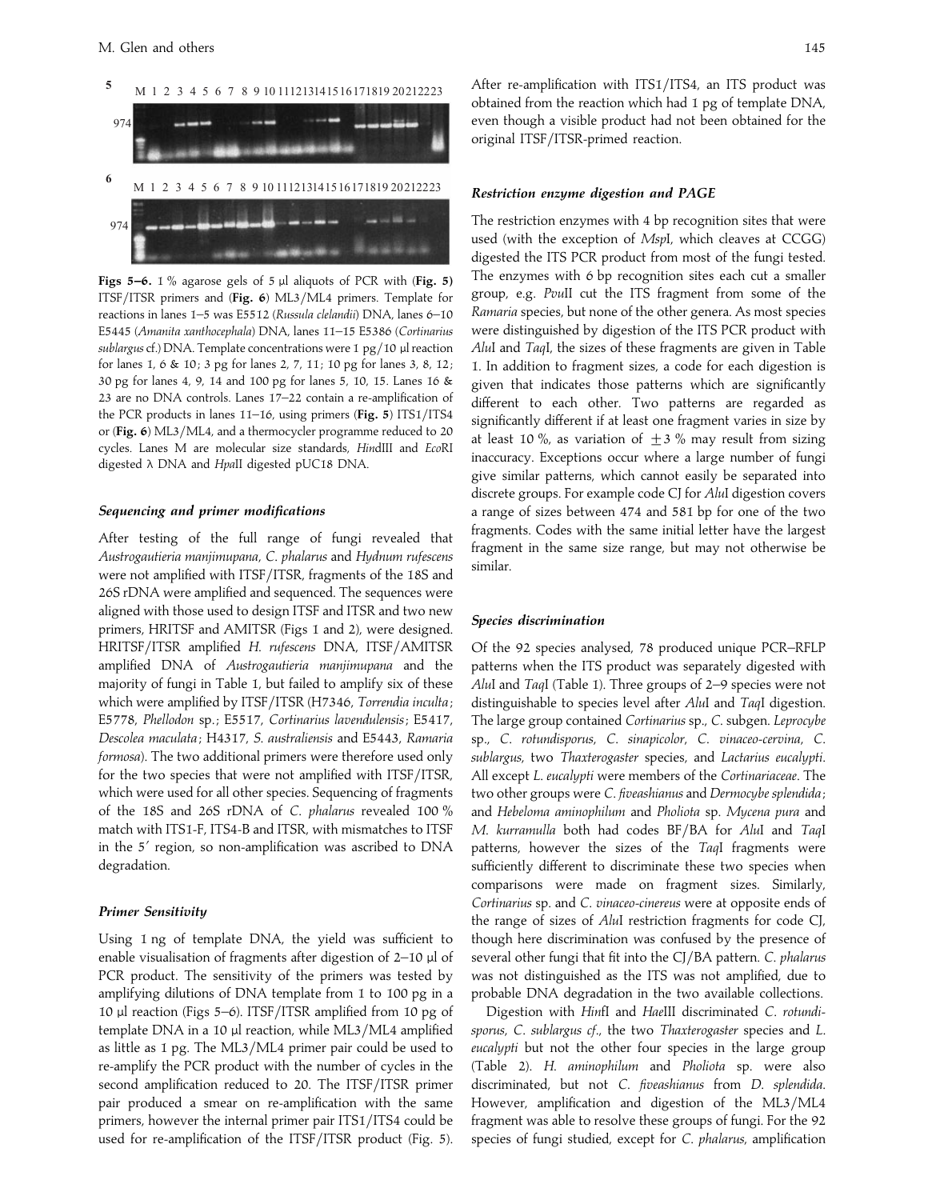Figs 5–6. 1 % agarose gels of 5 µl aliquots of PCR with (**Fig. 5**) ITSF/ITSR primers and (**Fig. 6**) ML3/ML4 primers. Template for reactions in lanes 1–5 was E5512 (*Russula clelandii*) DNA, lanes 6–10 E5445 (*Amanita xanthocephala*) DNA, lanes 11–15 E5386 (*Cortinarius sublargus* cf.) DNA. Template concentrations were 1 pg/10 µl reaction for lanes 1, 6 & 10; 3 pg for lanes 2, 7, 11; 10 pg for lanes 3, 8, 12; 30 pg for lanes 4, 9, 14 and 100 pg for lanes 5, 10, 15. Lanes 16 & 23 are no DNA controls. Lanes 17–22 contain a re-amplification of the PCR products in lanes 11–16, using primers (**Fig. 5**) ITS1/ITS4 or (**Fig. 6**) ML3/ML4, and a thermocycler programme reduced to 20 cycles. Lanes M are molecular size standards, *Hin*dIII and *Eco*RI digested λ DNA and *Hpa*II digested pUC18 DNA.

### *Sequencing and primer modifications*

After testing of the full range of fungi revealed that *Austrogautieria manjimupana*, *C. phalarus* and *Hydnum rufescens* were not amplified with ITSF/ITSR, fragments of the 18S and 26S rDNA were amplified and sequenced. The sequences were aligned with those used to design ITSF and ITSR and two new primers, HRITSF and AMITSR (Figs 1 and 2), were designed. HRITSF/ITSR amplified *H. rufescens* DNA, ITSF/AMITSR amplified DNA of *Austrogautieria manjimupana* and the majority of fungi in Table 1, but failed to amplify six of these which were amplified by ITSF/ITSR (H7346, *Torrendia inculta*; E5778, *Phellodon* sp.; E5517, *Cortinarius lavendulensis*; E5417, *Descolea maculata*; H4317, *S. australiensis* and E5443, *Ramaria formosa*). The two additional primers were therefore used only for the two species that were not amplified with ITSF/ITSR, which were used for all other species. Sequencing of fragments of the 18S and 26S rDNA of *C. phalarus* revealed 100 % match with ITS1-F, ITS4-B and ITSR, with mismatches to ITSF in the 5′ region, so non-amplification was ascribed to DNA degradation.

### *Primer Sensitivity*

Using 1 ng of template DNA, the yield was sufficient to enable visualisation of fragments after digestion of 2–10 µl of PCR product. The sensitivity of the primers was tested by amplifying dilutions of DNA template from 1 to 100 pg in a 10 µl reaction (Figs 5–6). ITSF/ITSR amplified from 10 pg of template DNA in a 10 µl reaction, while ML3/ML4 amplified as little as 1 pg. The ML3/ML4 primer pair could be used to re-amplify the PCR product with the number of cycles in the second amplification reduced to 20. The ITSF/ITSR primer pair produced a smear on re-amplification with the same primers, however the internal primer pair ITS1/ITS4 could be used for re-amplification of the ITSF/ITSR product (Fig. 5). After re-amplification with ITS1/ITS4, an ITS product was obtained from the reaction which had 1 pg of template DNA, even though a visible product had not been obtained for the original ITSF/ITSR-primed reaction.

### *Restriction enzyme digestion and PAGE*

The restriction enzymes with 4 bp recognition sites that were used (with the exception of *Msp*I, which cleaves at CCGG) digested the ITS PCR product from most of the fungi tested. The enzymes with 6 bp recognition sites each cut a smaller group, e.g. *Pvu*II cut the ITS fragment from some of the *Ramaria* species, but none of the other genera. As most species were distinguished by digestion of the ITS PCR product with *Alu*I and *Taq*I, the sizes of these fragments are given in Table 1. In addition to fragment sizes, a code for each digestion is given that indicates those patterns which are significantly different to each other. Two patterns are regarded as significantly different if at least one fragment varies in size by at least 10 %, as variation of ±3 % may result from sizing inaccuracy. Exceptions occur where a large number of fungi give similar patterns, which cannot easily be separated into discrete groups. For example code CJ for *Alu*I digestion covers a range of sizes between 474 and 581 bp for one of the two fragments. Codes with the same initial letter have the largest fragment in the same size range, but may not otherwise be similar.

### *Species discrimination*

Of the 92 species analysed, 78 produced unique PCR–RFLP patterns when the ITS product was separately digested with *Alu*I and *Taq*I (Table 1). Three groups of 2–9 species were not distinguishable to species level after *Alu*I and *Taq*I digestion. The large group contained *Cortinarius* sp., *C.* subgen. *Leprocybe* sp., *C. rotundisporus*, *C. sinapicolor*, *C. vinaceo-cervina*, *C. sublargus*, two *Thaxterogaster* species, and *Lactarius eucalypti*. All except *L. eucalypti* were members of the *Cortinariaceae*. The two other groups were *C. fiveashianus* and *Dermocybe splendida*; and *Hebeloma aminophilum* and *Pholiota* sp. *Mycena pura* and *M. kurramulla* both had codes BF/BA for *Alu*I and *Taq*I patterns, however the sizes of the *Taq*I fragments were sufficiently different to discriminate these two species when comparisons were made on fragment sizes. Similarly, *Cortinarius* sp. and *C. vinaceo-cinereus* were at opposite ends of the range of sizes of *Alu*I restriction fragments for code CJ, though here discrimination was confused by the presence of several other fungi that fit into the CJ/BA pattern. *C. phalarus* was not distinguished as the ITS was not amplified, due to probable DNA degradation in the two available collections.

Digestion with *Hin*fI and *Hae*III discriminated *C. rotundisporus*, *C. sublargus cf.*, the two *Thaxterogaster* species and *L. eucalypti* but not the other four species in the large group (Table 2). *H. aminophilum* and *Pholiota* sp. were also discriminated, but not *C. fiveashianus* from *D. splendida*. However, amplification and digestion of the ML3/ML4 fragment was able to resolve these groups of fungi. For the 92 species of fungi studied, except for *C. phalarus*, amplification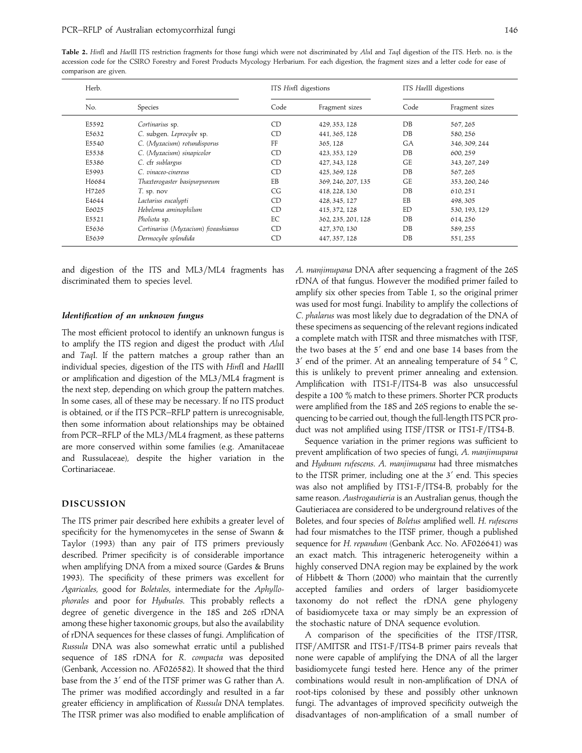**Table 2.** *Hin*fI and *Hae*III ITS restriction fragments for those fungi which were not discriminated by *Alu*I and *Taq*I digestion of the ITS. Herb. no. is the accession code for the CSIRO Forestry and Forest Products Mycology Herbarium. For each digestion, the fragment sizes and a letter code for ease of comparison are given.

| Herb. | | ITS *Hin*fI digestions | | ITS *Hae*III digestions | |
|---|---|---|---|---|---|
| No. | Species | Code | Fragment sizes | Code | Fragment sizes |
| E5592 | *Cortinarius* sp. | CD | 429, 353, 128 | DB | 567, 265 |
| E5632 | *C.* subgen. *Leprocybe* sp. | CD | 441, 365, 128 | DB | 580, 256 |
| E5540 | *C.* (*Myxacium*) *rotundisporus* | FF | 365, 128 | GA | 346, 309, 244 |
| E5538 | *C.* (*Myxacium*) *sinapicolor* | CD | 423, 353, 129 | DB | 600, 259 |
| E5386 | *C.* cfr *sublargus* | CD | 427, 343, 128 | GE | 343, 267, 249 |
| E5993 | *C. vinaceo-cinereus* | CD | 425, 369, 128 | DB | 567, 265 |
| H6684 | *Thaxterogaster basipurpureum* | EB | 369, 246, 207, 135 | GE | 353, 260, 246 |
| H7265 | *T.* sp. nov | CG | 418, 228, 130 | DB | 610, 251 |
| E4644 | *Lactarius eucalypti* | CD | 428, 345, 127 | EB | 498, 305 |
| E6025 | *Hebeloma aminophilum* | CD | 415, 372, 128 | ED | 530, 193, 129 |
| E5521 | *Pholiota* sp. | EC | 362, 235, 201, 128 | DB | 614, 256 |
| E5636 | *Cortinarius* (*Myxacium*) *fiveashianus* | CD | 427, 370, 130 | DB | 589, 255 |
| E5639 | *Dermocybe splendida* | CD | 447, 357, 128 | DB | 551, 255 |

and digestion of the ITS and ML3/ML4 fragments has discriminated them to species level.

### *Identification of an unknown fungus*

The most efficient protocol to identify an unknown fungus is to amplify the ITS region and digest the product with *Alu*I and *Taq*I. If the pattern matches a group rather than an individual species, digestion of the ITS with *Hin*fI and *Hae*III or amplification and digestion of the ML3/ML4 fragment is the next step, depending on which group the pattern matches. In some cases, all of these may be necessary. If no ITS product is obtained, or if the ITS PCR–RFLP pattern is unrecognisable, then some information about relationships may be obtained from PCR–RFLP of the ML3/ML4 fragment, as these patterns are more conserved within some families (e.g. Amanitaceae and Russulaceae), despite the higher variation in the Cortinariaceae.

## DISCUSSION

The ITS primer pair described here exhibits a greater level of specificity for the hymenomycetes in the sense of Swann & Taylor (1993) than any pair of ITS primers previously described. Primer specificity is of considerable importance when amplifying DNA from a mixed source (Gardes & Bruns 1993). The specificity of these primers was excellent for *Agaricales*, good for *Boletales*, intermediate for the *Aphyllophorales* and poor for *Hydnales*. This probably reflects a degree of genetic divergence in the 18S and 26S rDNA among these higher taxonomic groups, but also the availability of rDNA sequences for these classes of fungi. Amplification of *Russula* DNA was also somewhat erratic until a published sequence of 18S rDNA for *R. compacta* was deposited (Genbank, Accession no. AF026582). It showed that the third base from the 3′ end of the ITSF primer was G rather than A. The primer was modified accordingly and resulted in a far greater efficiency in amplification of *Russula* DNA templates. The ITSR primer was also modified to enable amplification of *A. manjimupana* DNA after sequencing a fragment of the 26S rDNA of that fungus. However the modified primer failed to amplify six other species from Table 1, so the original primer was used for most fungi. Inability to amplify the collections of *C. phalarus* was most likely due to degradation of the DNA of these specimens as sequencing of the relevant regions indicated a complete match with ITSR and three mismatches with ITSF, the two bases at the 5′ end and one base 14 bases from the 3′ end of the primer. At an annealing temperature of 54 °C, this is unlikely to prevent primer annealing and extension. Amplification with ITS1-F/ITS4-B was also unsuccessful despite a 100 % match to these primers. Shorter PCR products were amplified from the 18S and 26S regions to enable the sequencing to be carried out, though the full-length ITS PCR product was not amplified using ITSF/ITSR or ITS1-F/ITS4-B.

Sequence variation in the primer regions was sufficient to prevent amplification of two species of fungi, *A. manjimupana* and *Hydnum rufescens*. *A. manjimupana* had three mismatches to the ITSR primer, including one at the 3′ end. This species was also not amplified by ITS1-F/ITS4-B, probably for the same reason. *Austrogautieria* is an Australian genus, though the Gautieriacea are considered to be underground relatives of the Boletes, and four species of *Boletus* amplified well. *H. rufescens* had four mismatches to the ITSF primer, though a published sequence for *H. repandum* (Genbank Acc. No. AF026641) was an exact match. This intrageneric heterogeneity within a highly conserved DNA region may be explained by the work of Hibbett & Thorn (2000) who maintain that the currently accepted families and orders of larger basidiomycete taxonomy do not reflect the rDNA gene phylogeny of basidiomycete taxa or may simply be an expression of the stochastic nature of DNA sequence evolution.

A comparison of the specificities of the ITSF/ITSR, ITSF/AMITSR and ITS1-F/ITS4-B primer pairs reveals that none were capable of amplifying the DNA of all the larger basidiomycete fungi tested here. Hence any of the primer combinations would result in non-amplification of DNA of root-tips colonised by these and possibly other unknown fungi. The advantages of improved specificity outweigh the disadvantages of non-amplification of a small number of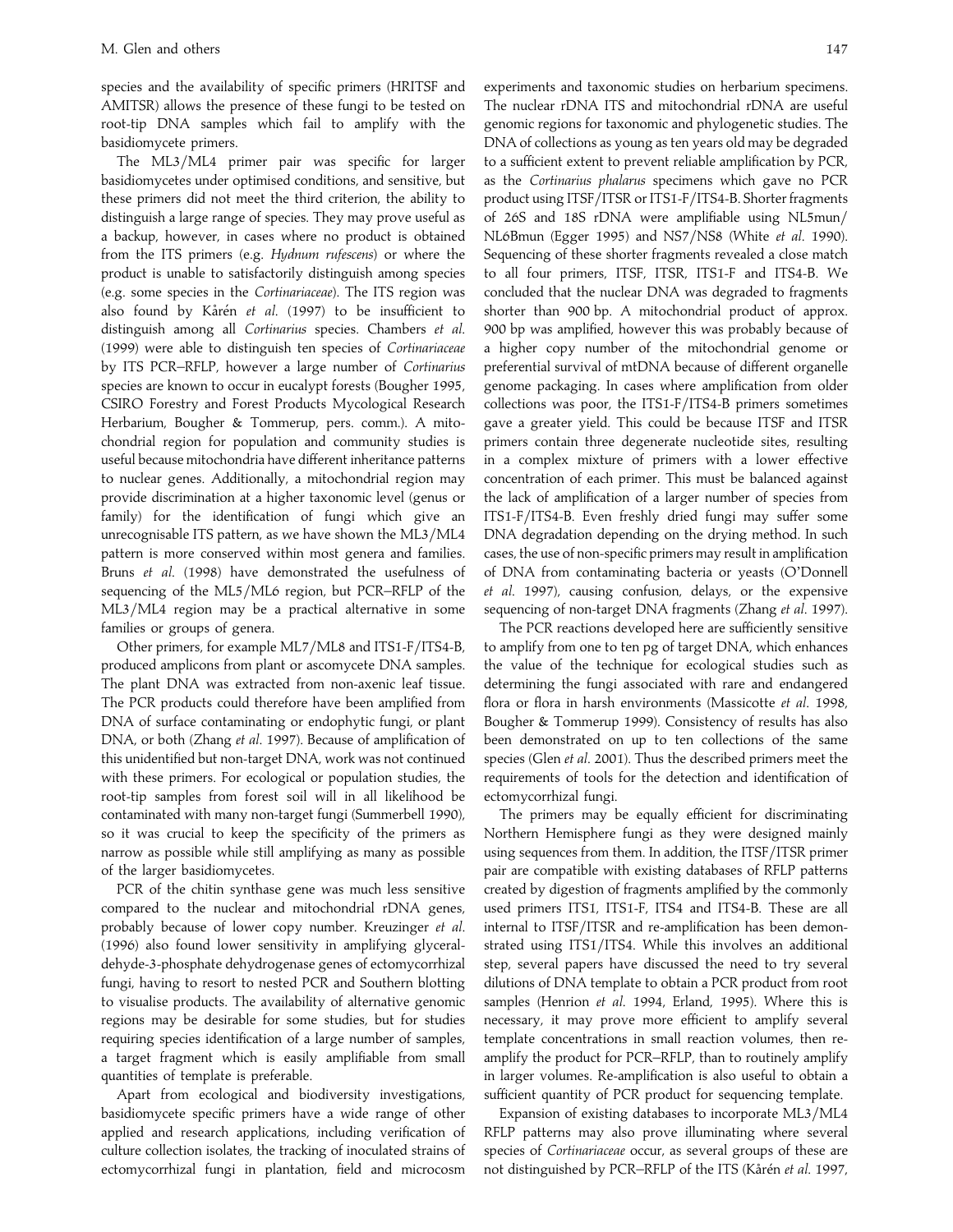species and the availability of specific primers (HRITSF and AMITSR) allows the presence of these fungi to be tested on root-tip DNA samples which fail to amplify with the basidiomycete primers.

The ML3/ML4 primer pair was specific for larger basidiomycetes under optimised conditions, and sensitive, but these primers did not meet the third criterion, the ability to distinguish a large range of species. They may prove useful as a backup, however, in cases where no product is obtained from the ITS primers (e.g. *Hydnum rufescens*) or where the product is unable to satisfactorily distinguish among species (e.g. some species in the *Cortinariaceae*). The ITS region was also found by Kårén *et al*. (1997) to be insufficient to distinguish among all *Cortinarius* species. Chambers *et al*. (1999) were able to distinguish ten species of *Cortinariaceae* by ITS PCR–RFLP, however a large number of *Cortinarius* species are known to occur in eucalypt forests (Bougher 1995, CSIRO Forestry and Forest Products Mycological Research Herbarium, Bougher & Tommerup, pers. comm.). A mitochondrial region for population and community studies is useful because mitochondria have different inheritance patterns to nuclear genes. Additionally, a mitochondrial region may provide discrimination at a higher taxonomic level (genus or family) for the identification of fungi which give an unrecognisable ITS pattern, as we have shown the ML3/ML4 pattern is more conserved within most genera and families. Bruns *et al*. (1998) have demonstrated the usefulness of sequencing of the ML5/ML6 region, but PCR–RFLP of the ML3/ML4 region may be a practical alternative in some families or groups of genera.

Other primers, for example ML7/ML8 and ITS1-F/ITS4-B, produced amplicons from plant or ascomycete DNA samples. The plant DNA was extracted from non-axenic leaf tissue. The PCR products could therefore have been amplified from DNA of surface contaminating or endophytic fungi, or plant DNA, or both (Zhang *et al*. 1997). Because of amplification of this unidentified but non-target DNA, work was not continued with these primers. For ecological or population studies, the root-tip samples from forest soil will in all likelihood be contaminated with many non-target fungi (Summerbell 1990), so it was crucial to keep the specificity of the primers as narrow as possible while still amplifying as many as possible of the larger basidiomycetes.

PCR of the chitin synthase gene was much less sensitive compared to the nuclear and mitochondrial rDNA genes, probably because of lower copy number. Kreuzinger *et al*. (1996) also found lower sensitivity in amplifying glyceraldehyde-3-phosphate dehydrogenase genes of ectomycorrhizal fungi, having to resort to nested PCR and Southern blotting to visualise products. The availability of alternative genomic regions may be desirable for some studies, but for studies requiring species identification of a large number of samples, a target fragment which is easily amplifiable from small quantities of template is preferable.

Apart from ecological and biodiversity investigations, basidiomycete specific primers have a wide range of other applied and research applications, including verification of culture collection isolates, the tracking of inoculated strains of ectomycorrhizal fungi in plantation, field and microcosm experiments and taxonomic studies on herbarium specimens. The nuclear rDNA ITS and mitochondrial rDNA are useful genomic regions for taxonomic and phylogenetic studies. The DNA of collections as young as ten years old may be degraded to a sufficient extent to prevent reliable amplification by PCR, as the *Cortinarius phalarus* specimens which gave no PCR product using ITSF/ITSR or ITS1-F/ITS4-B. Shorter fragments of 26S and 18S rDNA were amplifiable using NL5mun/NL6Bmun (Egger 1995) and NS7/NS8 (White *et al*. 1990). Sequencing of these shorter fragments revealed a close match to all four primers, ITSF, ITSR, ITS1-F and ITS4-B. We concluded that the nuclear DNA was degraded to fragments shorter than 900 bp. A mitochondrial product of approx. 900 bp was amplified, however this was probably because of a higher copy number of the mitochondrial genome or preferential survival of mtDNA because of different organelle genome packaging. In cases where amplification from older collections was poor, the ITS1-F/ITS4-B primers sometimes gave a greater yield. This could be because ITSF and ITSR primers contain three degenerate nucleotide sites, resulting in a complex mixture of primers with a lower effective concentration of each primer. This must be balanced against the lack of amplification of a larger number of species from ITS1-F/ITS4-B. Even freshly dried fungi may suffer some DNA degradation depending on the drying method. In such cases, the use of non-specific primers may result in amplification of DNA from contaminating bacteria or yeasts (O'Donnell *et al*. 1997), causing confusion, delays, or the expensive sequencing of non-target DNA fragments (Zhang *et al*. 1997).

The PCR reactions developed here are sufficiently sensitive to amplify from one to ten pg of target DNA, which enhances the value of the technique for ecological studies such as determining the fungi associated with rare and endangered flora or flora in harsh environments (Massicotte *et al*. 1998, Bougher & Tommerup 1999). Consistency of results has also been demonstrated on up to ten collections of the same species (Glen *et al*. 2001). Thus the described primers meet the requirements of tools for the detection and identification of ectomycorrhizal fungi.

The primers may be equally efficient for discriminating Northern Hemisphere fungi as they were designed mainly using sequences from them. In addition, the ITSF/ITSR primer pair are compatible with existing databases of RFLP patterns created by digestion of fragments amplified by the commonly used primers ITS1, ITS1-F, ITS4 and ITS4-B. These are all internal to ITSF/ITSR and re-amplification has been demonstrated using ITS1/ITS4. While this involves an additional step, several papers have discussed the need to try several dilutions of DNA template to obtain a PCR product from root samples (Henrion *et al*. 1994, Erland, 1995). Where this is necessary, it may prove more efficient to amplify several template concentrations in small reaction volumes, then re-amplify the product for PCR–RFLP, than to routinely amplify in larger volumes. Re-amplification is also useful to obtain a sufficient quantity of PCR product for sequencing template.

Expansion of existing databases to incorporate ML3/ML4 RFLP patterns may also prove illuminating where several species of *Cortinariaceae* occur, as several groups of these are not distinguished by PCR–RFLP of the ITS (Kårén *et al*. 1997,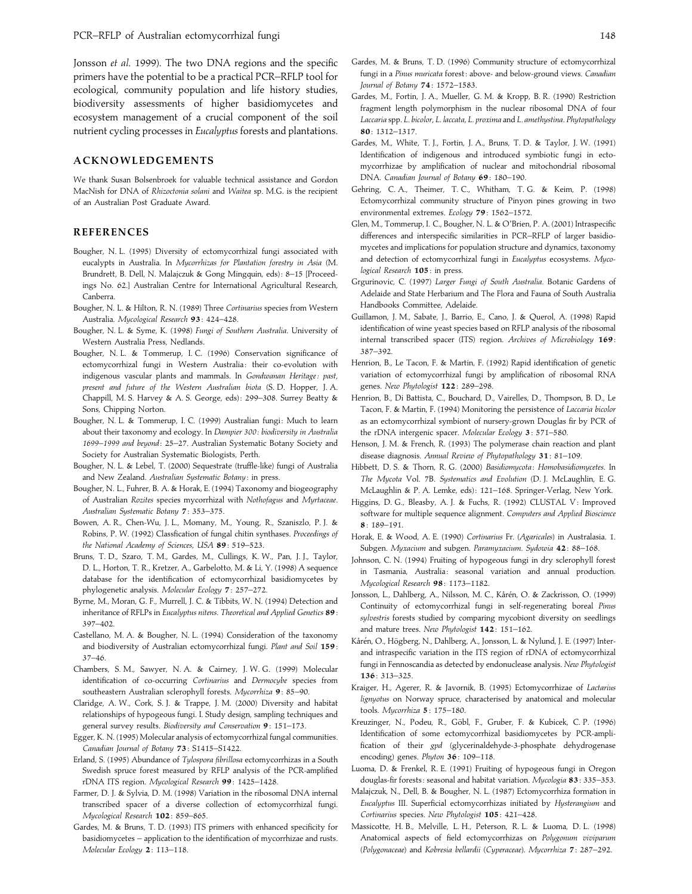Jonsson *et al.* 1999). The two DNA regions and the specific primers have the potential to be a practical PCR–RFLP tool for ecological, community population and life history studies, biodiversity assessments of higher basidiomycetes and ecosystem management of a crucial component of the soil nutrient cycling processes in *Eucalyptus* forests and plantations.

## ACKNOWLEDGEMENTS

We thank Susan Bolsenbroek for valuable technical assistance and Gordon MacNish for DNA of *Rhizoctonia solani* and *Waitea* sp. M.G. is the recipient of an Australian Post Graduate Award.

## REFERENCES

Bougher, N. L. (1995) Diversity of ectomycorrhizal fungi associated with eucalypts in Australia. In *Mycorrhizas for Plantation forestry in Asia* (M. Brundrett, B. Dell, N. Malajczuk & Gong Mingqun, eds): 8–15 [Proceedings No. 62.] Australian Centre for International Agricultural Research, Canberra.

Bougher, N. L. & Hilton, R. N. (1989) Three *Cortinarius* species from Western Australia. *Mycological Research* **93**: 424–428.

Bougher, N. L. & Syme, K. (1998) *Fungi of Southern Australia*. University of Western Australia Press, Nedlands.

Bougher, N. L. & Tommerup, I. C. (1996) Conservation significance of ectomycorrhizal fungi in Western Australia: their co-evolution with indigenous vascular plants and mammals. In *Gondwanan Heritage: past, present and future of the Western Australian biota* (S. D. Hopper, J. A. Chappill, M. S. Harvey & A. S. George, eds): 299–308. Surrey Beatty & Sons, Chipping Norton.

Bougher, N. L. & Tommerup, I. C. (1999) Australian fungi: Much to learn about their taxonomy and ecology. In *Dampier 300: biodiversity in Australia 1699–1999 and beyond*: 25–27. Australian Systematic Botany Society and Society for Australian Systematic Biologists, Perth.

Bougher, N. L. & Lebel, T. (2000) Sequestrate (truffle-like) fungi of Australia and New Zealand. *Australian Systematic Botany*: in press.

Bougher, N. L., Fuhrer, B. A. & Horak, E. (1994) Taxonomy and biogeography of Australian *Rozites* species mycorrhizal with *Nothofagus* and *Myrtaceae*. *Australian Systematic Botany* **7**: 353–375.

Bowen, A. R., Chen-Wu, J. L., Momany, M., Young, R., Szaniszlo, P. J. & Robins, P. W. (1992) Classfication of fungal chitin synthases. *Proceedings of the National Academy of Sciences, USA* **89**: 519–523.

Bruns, T. D., Szaro, T. M., Gardes, M., Cullings, K. W., Pan, J. J., Taylor, D. L., Horton, T. R., Kretzer, A., Garbelotto, M. & Li, Y. (1998) A sequence database for the identification of ectomycorrhizal basidiomycetes by phylogenetic analysis. *Molecular Ecology* **7**: 257–272.

Byrne, M., Moran, G. F., Murrell, J. C. & Tibbits, W. N. (1994) Detection and inheritance of RFLPs in *Eucalyptus nitens*. *Theoretical and Applied Genetics* **89**: 397–402.

Castellano, M. A. & Bougher, N. L. (1994) Consideration of the taxonomy and biodiversity of Australian ectomycorrhizal fungi. *Plant and Soil* **159**: 37–46.

Chambers, S. M., Sawyer, N. A. & Cairney, J. W. G. (1999) Molecular identification of co-occurring *Cortinarius* and *Dermocybe* species from southeastern Australian sclerophyll forests. *Mycorrhiza* **9**: 85–90.

Claridge, A. W., Cork, S. J. & Trappe, J. M. (2000) Diversity and habitat relationships of hypogeous fungi. I. Study design, sampling techniques and general survey results. *Biodiversity and Conservation* **9**: 151–173.

Egger, K. N. (1995) Molecular analysis of ectomycorrhizal fungal communities. *Canadian Journal of Botany* **73**: S1415–S1422.

Erland, S. (1995) Abundance of *Tylospora fibrillosa* ectomycorrhizas in a South Swedish spruce forest measured by RFLP analysis of the PCR-amplified rDNA ITS region. *Mycological Research* **99**: 1425–1428.

Farmer, D. J. & Sylvia, D. M. (1998) Variation in the ribosomal DNA internal transcribed spacer of a diverse collection of ectomycorrhizal fungi. *Mycological Research* **102**: 859–865.

Gardes, M. & Bruns, T. D. (1993) ITS primers with enhanced specificity for basidiomycetes – application to the identification of mycorrhizae and rusts. *Molecular Ecology* **2**: 113–118.

Gardes, M. & Bruns, T. D. (1996) Community structure of ectomycorrhizal fungi in a *Pinus muricata* forest: above- and below-ground views. *Canadian Journal of Botany* **74**: 1572–1583.

Gardes, M., Fortin, J. A., Mueller, G. M. & Kropp, B. R. (1990) Restriction fragment length polymorphism in the nuclear ribosomal DNA of four *Laccaria* spp. *L. bicolor*, *L. laccata*, *L. proxima* and *L. amethystina*. *Phytopathology* **80**: 1312–1317.

Gardes, M., White, T. J., Fortin, J. A., Bruns, T. D. & Taylor, J. W. (1991) Identification of indigenous and introduced symbiotic fungi in ectomycorrhizae by amplification of nuclear and mitochondrial ribosomal DNA. *Canadian Journal of Botany* **69**: 180–190.

Gehring, C. A., Theimer, T. C., Whitham, T. G. & Keim, P. (1998) Ectomycorrhizal community structure of Pinyon pines growing in two environmental extremes. *Ecology* **79**: 1562–1572.

Glen, M., Tommerup, I. C., Bougher, N. L. & O'Brien, P. A. (2001) Intraspecific differences and interspecific similarities in PCR–RFLP of larger basidiomycetes and implications for population structure and dynamics, taxonomy and detection of ectomycorrhizal fungi in *Eucalyptus* ecosystems. *Mycological Research* **105**: in press.

Grgurinovic, C. (1997) *Larger Fungi of South Australia*. Botanic Gardens of Adelaide and State Herbarium and The Flora and Fauna of South Australia Handbooks Committee, Adelaide.

Guillamon, J. M., Sabate, J., Barrio, E., Cano, J. & Querol, A. (1998) Rapid identification of wine yeast species based on RFLP analysis of the ribosomal internal transcribed spacer (ITS) region. *Archives of Microbiology* **169**: 387–392.

Henrion, B., Le Tacon, F. & Martin, F. (1992) Rapid identification of genetic variation of ectomycorrhizal fungi by amplification of ribosomal RNA genes. *New Phytologist* **122**: 289–298.

Henrion, B., Di Battista, C., Bouchard, D., Vairelles, D., Thompson, B. D., Le Tacon, F. & Martin, F. (1994) Monitoring the persistence of *Laccaria bicolor* as an ectomycorrhizal symbiont of nursery-grown Douglas fir by PCR of the rDNA intergenic spacer. *Molecular Ecology* **3**: 571–580.

Henson, J. M. & French, R. (1993) The polymerase chain reaction and plant disease diagnosis. *Annual Review of Phytopathology* **31**: 81–109.

Hibbett, D. S. & Thorn, R. G. (2000) *Basidiomycota*: *Homobasidiomycetes*. In *The Mycota* Vol. 7B. *Systematics and Evolution* (D. J. McLaughlin, E. G. McLaughlin & P. A. Lemke, eds): 121–168. Springer-Verlag, New York.

Higgins, D. G., Bleasby, A. J. & Fuchs, R. (1992) CLUSTAL V: Improved software for multiple sequence alignment. *Computers and Applied Bioscience* **8**: 189–191.

Horak, E. & Wood, A. E. (1990) *Cortinarius* Fr. (*Agaricales*) in Australasia. 1. Subgen. *Myxacium* and subgen. *Paramyxacium*. *Sydowia* **42**: 88–168.

Johnson, C. N. (1994) Fruiting of hypogeous fungi in dry sclerophyll forest in Tasmania, Australia: seasonal variation and annual production. *Mycological Research* **98**: 1173–1182.

Jonsson, L., Dahlberg, A., Nilsson, M. C., Kårén, O. & Zackrisson, O. (1999) Continuity of ectomycorrhizal fungi in self-regenerating boreal *Pinus sylvestris* forests studied by comparing mycobiont diversity on seedlings and mature trees. *New Phytologist* **142**: 151–162.

Kårén, O., Högberg, N., Dahlberg, A., Jonsson, L. & Nylund, J. E. (1997) Inter- and intraspecific variation in the ITS region of rDNA of ectomycorrhizal fungi in Fennoscandia as detected by endonuclease analysis. *New Phytologist* **136**: 313–325.

Kraiger, H., Agerer, R. & Javornik, B. (1995) Ectomycorrhizae of *Lactarius lignyotus* on Norway spruce, characterised by anatomical and molecular tools. *Mycorrhiza* **5**: 175–180.

Kreuzinger, N., Podeu, R., Göbl, F., Gruber, F. & Kubicek, C. P. (1996) Identification of some ectomycorrhizal basidiomycetes by PCR-amplification of their *gpd* (glycerinaldehyde-3-phosphate dehydrogenase encoding) genes. *Phyton* **36**: 109–118.

Luoma, D. & Frenkel, R. E. (1991) Fruiting of hypogeous fungi in Oregon douglas-fir forests: seasonal and habitat variation. *Mycologia* **83**: 335–353.

Malajczuk, N., Dell, B. & Bougher, N. L. (1987) Ectomycorrhiza formation in *Eucalyptus* III. Superficial ectomycorrhizas initiated by *Hysterangium* and *Cortinarius* species. *New Phytologist* **105**: 421–428.

Massicotte, H. B., Melville, L. H., Peterson, R. L. & Luoma, D. L. (1998) Anatomical aspects of field ectomycorrhizas on *Polygonum viviparum* (*Polygonaceae*) and *Kobresia bellardii* (*Cyperaceae*). *Mycorrhiza* **7**: 287–292.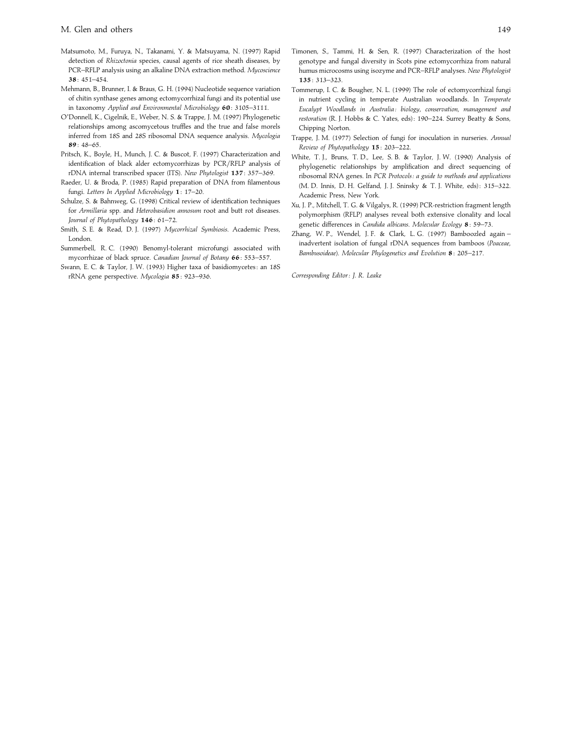Matsumoto, M., Furuya, N., Takanami, Y. & Matsuyama, N. (1997) Rapid detection of *Rhizoctonia* species, causal agents of rice sheath diseases, by PCR–RFLP analysis using an alkaline DNA extraction method. *Mycoscience* **38**: 451–454.

Mehmann, B., Brunner, I. & Braus, G. H. (1994) Nucleotide sequence variation of chitin synthase genes among ectomycorrhizal fungi and its potential use in taxonomy *Applied and Environmental Microbiology* **60**: 3105–3111.

O'Donnell, K., Cigelnik, E., Weber, N. S. & Trappe, J. M. (1997) Phylogenetic relationships among ascomycetous truffles and the true and false morels inferred from 18S and 28S ribosomal DNA sequence analysis. *Mycologia* **89**: 48–65.

Pritsch, K., Boyle, H., Munch, J. C. & Buscot, F. (1997) Characterization and identification of black alder ectomycorrhizas by PCR/RFLP analysis of rDNA internal transcribed spacer (ITS). *New Phytologist* **137**: 357–369.

Raeder, U. & Broda, P. (1985) Rapid preparation of DNA from filamentous fungi. *Letters In Applied Microbiology* **1**: 17–20.

Schulze, S. & Bahnweg, G. (1998) Critical review of identification techniques for *Armillaria* spp. and *Heterobasidion annosum* root and butt rot diseases. *Journal of Phytopathology* **146**: 61–72.

Smith, S. E. & Read, D. J. (1997) *Mycorrhizal Symbiosis*. Academic Press, London.

Summerbell, R. C. (1990) Benomyl-tolerant microfungi associated with mycorrhizae of black spruce. *Canadian Journal of Botany* **66**: 553–557.

Swann, E. C. & Taylor, J. W. (1993) Higher taxa of basidiomycetes: an 18S rRNA gene perspective. *Mycologia* **85**: 923–936.

Timonen, S., Tammi, H. & Sen, R. (1997) Characterization of the host genotype and fungal diversity in Scots pine ectomycorrhiza from natural humus microcosms using isozyme and PCR–RFLP analyses. *New Phytologist* **135**: 313–323.

Tommerup, I. C. & Bougher, N. L. (1999) The role of ectomycorrhizal fungi in nutrient cycling in temperate Australian woodlands. In *Temperate Eucalypt Woodlands in Australia: biology, conservation, management and restoration* (R. J. Hobbs & C. Yates, eds): 190–224. Surrey Beatty & Sons, Chipping Norton.

Trappe, J. M. (1977) Selection of fungi for inoculation in nurseries. *Annual Review of Phytopathology* **15**: 203–222.

White, T. J., Bruns, T. D., Lee, S. B. & Taylor, J. W. (1990) Analysis of phylogenetic relationships by amplification and direct sequencing of ribosomal RNA genes. In *PCR Protocols: a guide to methods and applications* (M. D. Innis, D. H. Gelfand, J. J. Sninsky & T. J. White, eds): 315–322. Academic Press, New York.

Xu, J. P., Mitchell, T. G. & Vilgalys, R. (1999) PCR-restriction fragment length polymorphism (RFLP) analyses reveal both extensive clonality and local genetic differences in *Candida albicans*. *Molecular Ecology* **8**: 59–73.

Zhang, W. P., Wendel, J. F. & Clark, L. G. (1997) Bamboozled again – inadvertent isolation of fungal rDNA sequences from bamboos (*Poaceae, Bambusoideae*). *Molecular Phylogenetics and Evolution* **8**: 205–217.

*Corresponding Editor: J. R. Leake*